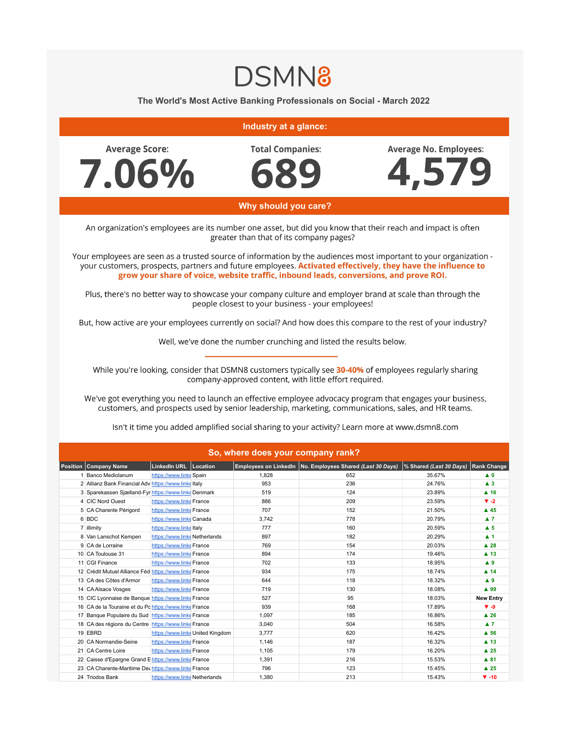# DSMN8

## The World's Most Active Banking Professionals on Social - March 2022

## Industry at a glance:

| Average Score: | Total Companies: | Average No. Employees: |
|---|---|---|
| 7.06% | 689 | 4,579 |

## Why should you care?

An organization's employees are its number one asset, but did you know that their reach and impact is often greater than that of its company pages?

Your employees are seen as a trusted source of information by the audiences most important to your organization - your customers, prospects, partners and future employees. **Activated effectively, they have the influence to grow your share of voice, website traffic, inbound leads, conversions, and prove ROI.**

Plus, there's no better way to showcase your company culture and employer brand at scale than through the people closest to your business - your employees!

But, how active are your employees currently on social? And how does this compare to the rest of your industry?

Well, we've done the number crunching and listed the results below.

---

While you're looking, consider that DSMN8 customers typically see **30-40%** of employees regularly sharing company-approved content, with little effort required.

We've got everything you need to launch an effective employee advocacy program that engages your business, customers, and prospects used by senior leadership, marketing, communications, sales, and HR teams.

Isn't it time you added amplified social sharing to your activity? Learn more at www.dsmn8.com

## So, where does your company rank?

| Position | Company Name | LinkedIn URL | Location | Employees on LinkedIn | No. Employees Shared *(Last 30 Days)* | % Shared *(Last 30 Days)* | Rank Change |
|---|---|---|---|---|---|---|---|
| 1 | Banco Mediolanum | https://www.linke | Spain | 1,828 | 652 | 35.67% | ▲ 0 |
| 2 | Allianz Bank Financial Adv | https://www.linke | Italy | 953 | 236 | 24.76% | ▲ 3 |
| 3 | Sparekassen Sjælland-Fyr | https://www.linke | Denmark | 519 | 124 | 23.89% | ▲ 16 |
| 4 | CIC Nord Ouest | https://www.linke | France | 886 | 209 | 23.59% | ▼ -2 |
| 5 | CA Charente Périgord | https://www.linke | France | 707 | 152 | 21.50% | ▲ 45 |
| 6 | BDC | https://www.linke | Canada | 3,742 | 778 | 20.79% | ▲ 7 |
| 7 | illimity | https://www.linke | Italy | 777 | 160 | 20.59% | ▲ 5 |
| 8 | Van Lanschot Kempen | https://www.linke | Netherlands | 897 | 182 | 20.29% | ▲ 1 |
| 9 | CA de Lorraine | https://www.linke | France | 769 | 154 | 20.03% | ▲ 28 |
| 10 | CA Toulouse 31 | https://www.linke | France | 894 | 174 | 19.46% | ▲ 13 |
| 11 | CGI Finance | https://www.linke | France | 702 | 133 | 18.95% | ▲ 9 |
| 12 | Crédit Mutuel Alliance Féd | https://www.linke | France | 934 | 175 | 18.74% | ▲ 14 |
| 13 | CA des Côtes d'Armor | https://www.linke | France | 644 | 118 | 18.32% | ▲ 9 |
| 14 | CA Alsace Vosges | https://www.linke | France | 719 | 130 | 18.08% | ▲ 99 |
| 15 | CIC Lyonnaise de Banque | https://www.linke | France | 527 | 95 | 18.03% | New Entry |
| 16 | CA de la Touraine et du Po | https://www.linke | France | 939 | 168 | 17.89% | ▼ -9 |
| 17 | Banque Populaire du Sud | https://www.linke | France | 1,097 | 185 | 16.86% | ▲ 26 |
| 18 | CA des régions du Centre | https://www.linke | France | 3,040 | 504 | 16.58% | ▲ 7 |
| 19 | EBRD | https://www.linke | United Kingdom | 3,777 | 620 | 16.42% | ▲ 56 |
| 20 | CA Normandie-Seine | https://www.linke | France | 1,146 | 187 | 16.32% | ▲ 13 |
| 21 | CA Centre Loire | https://www.linke | France | 1,105 | 179 | 16.20% | ▲ 25 |
| 22 | Caisse d'Epargne Grand E | https://www.linke | France | 1,391 | 216 | 15.53% | ▲ 81 |
| 23 | CA Charente-Maritime Deu | https://www.linke | France | 796 | 123 | 15.45% | ▲ 25 |
| 24 | Triodos Bank | https://www.linke | Netherlands | 1,380 | 213 | 15.43% | ▼ -10 |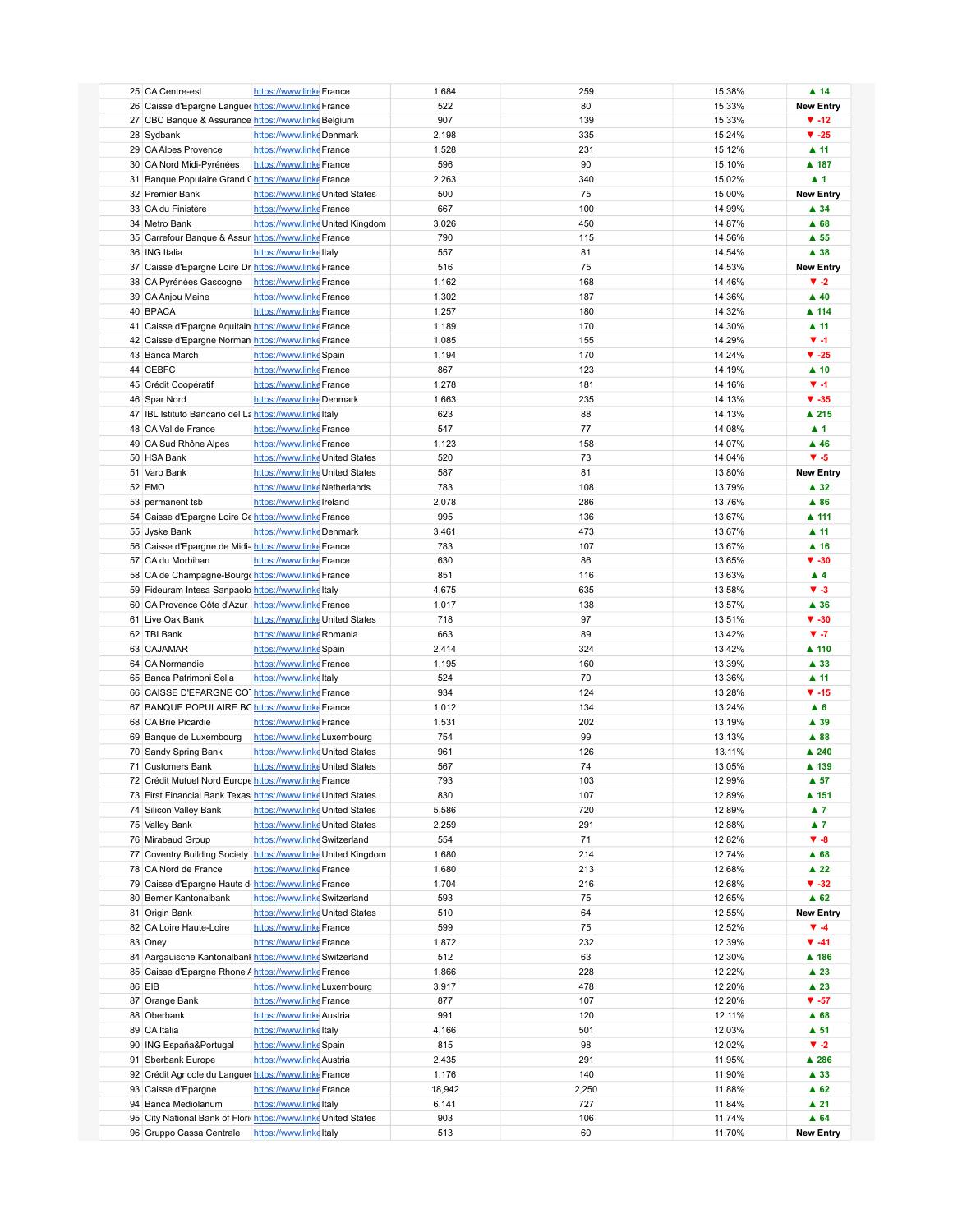| | | | | | | | |
|---|---|---|---|---|---|---|---|
| 25 | CA Centre-est | https://www.linke | France | 1,684 | 259 | 15.38% | ▲ 14 |
| 26 | Caisse d'Epargne Languec | https://www.linke | France | 522 | 80 | 15.33% | New Entry |
| 27 | CBC Banque & Assurance | https://www.linke | Belgium | 907 | 139 | 15.33% | ▼ -12 |
| 28 | Sydbank | https://www.linke | Denmark | 2,198 | 335 | 15.24% | ▼ -25 |
| 29 | CA Alpes Provence | https://www.linke | France | 1,528 | 231 | 15.12% | ▲ 11 |
| 30 | CA Nord Midi-Pyrénées | https://www.linke | France | 596 | 90 | 15.10% | ▲ 187 |
| 31 | Banque Populaire Grand C | https://www.linke | France | 2,263 | 340 | 15.02% | ▲ 1 |
| 32 | Premier Bank | https://www.linke | United States | 500 | 75 | 15.00% | New Entry |
| 33 | CA du Finistère | https://www.linke | France | 667 | 100 | 14.99% | ▲ 34 |
| 34 | Metro Bank | https://www.linke | United Kingdom | 3,026 | 450 | 14.87% | ▲ 68 |
| 35 | Carrefour Banque & Assur | https://www.linke | France | 790 | 115 | 14.56% | ▲ 55 |
| 36 | ING Italia | https://www.linke | Italy | 557 | 81 | 14.54% | ▲ 38 |
| 37 | Caisse d'Epargne Loire Dr | https://www.linke | France | 516 | 75 | 14.53% | New Entry |
| 38 | CA Pyrénées Gascogne | https://www.linke | France | 1,162 | 168 | 14.46% | ▼ -2 |
| 39 | CA Anjou Maine | https://www.linke | France | 1,302 | 187 | 14.36% | ▲ 40 |
| 40 | BPACA | https://www.linke | France | 1,257 | 180 | 14.32% | ▲ 114 |
| 41 | Caisse d'Epargne Aquitain | https://www.linke | France | 1,189 | 170 | 14.30% | ▲ 11 |
| 42 | Caisse d'Epargne Norman | https://www.linke | France | 1,085 | 155 | 14.29% | ▼ -1 |
| 43 | Banca March | https://www.linke | Spain | 1,194 | 170 | 14.24% | ▼ -25 |
| 44 | CEBFC | https://www.linke | France | 867 | 123 | 14.19% | ▲ 10 |
| 45 | Crédit Coopératif | https://www.linke | France | 1,278 | 181 | 14.16% | ▼ -1 |
| 46 | Spar Nord | https://www.linke | Denmark | 1,663 | 235 | 14.13% | ▼ -35 |
| 47 | IBL Istituto Bancario del La | https://www.linke | Italy | 623 | 88 | 14.13% | ▲ 215 |
| 48 | CA Val de France | https://www.linke | France | 547 | 77 | 14.08% | ▲ 1 |
| 49 | CA Sud Rhône Alpes | https://www.linke | France | 1,123 | 158 | 14.07% | ▲ 46 |
| 50 | HSA Bank | https://www.linke | United States | 520 | 73 | 14.04% | ▼ -5 |
| 51 | Varo Bank | https://www.linke | United States | 587 | 81 | 13.80% | New Entry |
| 52 | FMO | https://www.linke | Netherlands | 783 | 108 | 13.79% | ▲ 32 |
| 53 | permanent tsb | https://www.linke | Ireland | 2,078 | 286 | 13.76% | ▲ 86 |
| 54 | Caisse d'Epargne Loire Ce | https://www.linke | France | 995 | 136 | 13.67% | ▲ 111 |
| 55 | Jyske Bank | https://www.linke | Denmark | 3,461 | 473 | 13.67% | ▲ 11 |
| 56 | Caisse d'Epargne de Midi- | https://www.linke | France | 783 | 107 | 13.67% | ▲ 16 |
| 57 | CA du Morbihan | https://www.linke | France | 630 | 86 | 13.65% | ▼ -30 |
| 58 | CA de Champagne-Bourgc | https://www.linke | France | 851 | 116 | 13.63% | ▲ 4 |
| 59 | Fideuram Intesa Sanpaolo | https://www.linke | Italy | 4,675 | 635 | 13.58% | ▼ -3 |
| 60 | CA Provence Côte d'Azur | https://www.linke | France | 1,017 | 138 | 13.57% | ▲ 36 |
| 61 | Live Oak Bank | https://www.linke | United States | 718 | 97 | 13.51% | ▼ -30 |
| 62 | TBI Bank | https://www.linke | Romania | 663 | 89 | 13.42% | ▼ -7 |
| 63 | CAJAMAR | https://www.linke | Spain | 2,414 | 324 | 13.42% | ▲ 110 |
| 64 | CA Normandie | https://www.linke | France | 1,195 | 160 | 13.39% | ▲ 33 |
| 65 | Banca Patrimoni Sella | https://www.linke | Italy | 524 | 70 | 13.36% | ▲ 11 |
| 66 | CAISSE D'EPARGNE CO1 | https://www.linke | France | 934 | 124 | 13.28% | ▼ -15 |
| 67 | BANQUE POPULAIRE BC | https://www.linke | France | 1,012 | 134 | 13.24% | ▲ 6 |
| 68 | CA Brie Picardie | https://www.linke | France | 1,531 | 202 | 13.19% | ▲ 39 |
| 69 | Banque de Luxembourg | https://www.linke | Luxembourg | 754 | 99 | 13.13% | ▲ 88 |
| 70 | Sandy Spring Bank | https://www.linke | United States | 961 | 126 | 13.11% | ▲ 240 |
| 71 | Customers Bank | https://www.linke | United States | 567 | 74 | 13.05% | ▲ 139 |
| 72 | Crédit Mutuel Nord Europe | https://www.linke | France | 793 | 103 | 12.99% | ▲ 57 |
| 73 | First Financial Bank Texas | https://www.linke | United States | 830 | 107 | 12.89% | ▲ 151 |
| 74 | Silicon Valley Bank | https://www.linke | United States | 5,586 | 720 | 12.89% | ▲ 7 |
| 75 | Valley Bank | https://www.linke | United States | 2,259 | 291 | 12.88% | ▲ 7 |
| 76 | Mirabaud Group | https://www.linke | Switzerland | 554 | 71 | 12.82% | ▼ -8 |
| 77 | Coventry Building Society | https://www.linke | United Kingdom | 1,680 | 214 | 12.74% | ▲ 68 |
| 78 | CA Nord de France | https://www.linke | France | 1,680 | 213 | 12.68% | ▲ 22 |
| 79 | Caisse d'Epargne Hauts de | https://www.linke | France | 1,704 | 216 | 12.68% | ▼ -32 |
| 80 | Berner Kantonalbank | https://www.linke | Switzerland | 593 | 75 | 12.65% | ▲ 62 |
| 81 | Origin Bank | https://www.linke | United States | 510 | 64 | 12.55% | New Entry |
| 82 | CA Loire Haute-Loire | https://www.linke | France | 599 | 75 | 12.52% | ▼ -4 |
| 83 | Oney | https://www.linke | France | 1,872 | 232 | 12.39% | ▼ -41 |
| 84 | Aargauische Kantonalbank | https://www.linke | Switzerland | 512 | 63 | 12.30% | ▲ 186 |
| 85 | Caisse d'Epargne Rhone A | https://www.linke | France | 1,866 | 228 | 12.22% | ▲ 23 |
| 86 | EIB | https://www.linke | Luxembourg | 3,917 | 478 | 12.20% | ▲ 23 |
| 87 | Orange Bank | https://www.linke | France | 877 | 107 | 12.20% | ▼ -57 |
| 88 | Oberbank | https://www.linke | Austria | 991 | 120 | 12.11% | ▲ 68 |
| 89 | CA Italia | https://www.linke | Italy | 4,166 | 501 | 12.03% | ▲ 51 |
| 90 | ING España&Portugal | https://www.linke | Spain | 815 | 98 | 12.02% | ▼ -2 |
| 91 | Sberbank Europe | https://www.linke | Austria | 2,435 | 291 | 11.95% | ▲ 286 |
| 92 | Crédit Agricole du Languec | https://www.linke | France | 1,176 | 140 | 11.90% | ▲ 33 |
| 93 | Caisse d'Epargne | https://www.linke | France | 18,942 | 2,250 | 11.88% | ▲ 62 |
| 94 | Banca Mediolanum | https://www.linke | Italy | 6,141 | 727 | 11.84% | ▲ 21 |
| 95 | City National Bank of Flori | https://www.linke | United States | 903 | 106 | 11.74% | ▲ 64 |
| 96 | Gruppo Cassa Centrale | https://www.linke | Italy | 513 | 60 | 11.70% | New Entry |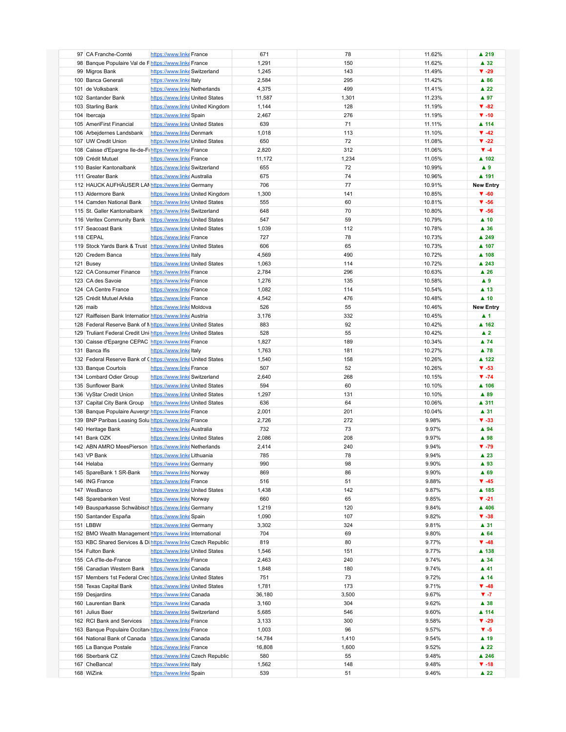| | | | | | | | |
|---|---|---|---|---|---|---|---|
| 97 | CA Franche-Comté | https://www.linke | France | 671 | 78 | 11.62% | ▲ 219 |
| 98 | Banque Populaire Val de F | https://www.linke | France | 1,291 | 150 | 11.62% | ▲ 32 |
| 99 | Migros Bank | https://www.linke | Switzerland | 1,245 | 143 | 11.49% | ▼ -29 |
| 100 | Banca Generali | https://www.linke | Italy | 2,584 | 295 | 11.42% | ▲ 86 |
| 101 | de Volksbank | https://www.linke | Netherlands | 4,375 | 499 | 11.41% | ▲ 22 |
| 102 | Santander Bank | https://www.linke | United States | 11,587 | 1,301 | 11.23% | ▲ 97 |
| 103 | Starling Bank | https://www.linke | United Kingdom | 1,144 | 128 | 11.19% | ▼ -82 |
| 104 | Ibercaja | https://www.linke | Spain | 2,467 | 276 | 11.19% | ▼ -10 |
| 105 | AmeriFirst Financial | https://www.linke | United States | 639 | 71 | 11.11% | ▲ 114 |
| 106 | Arbejdernes Landsbank | https://www.linke | Denmark | 1,018 | 113 | 11.10% | ▼ -42 |
| 107 | UW Credit Union | https://www.linke | United States | 650 | 72 | 11.08% | ▼ -22 |
| 108 | Caisse d'Epargne Ile-de-Fr | https://www.linke | France | 2,820 | 312 | 11.06% | ▼ -4 |
| 109 | Crédit Mutuel | https://www.linke | France | 11,172 | 1,234 | 11.05% | ▲ 102 |
| 110 | Basler Kantonalbank | https://www.linke | Switzerland | 655 | 72 | 10.99% | ▲ 9 |
| 111 | Greater Bank | https://www.linke | Australia | 675 | 74 | 10.96% | ▲ 191 |
| 112 | HAUCK AUFHÄUSER LAM | https://www.linke | Germany | 706 | 77 | 10.91% | New Entry |
| 113 | Aldermore Bank | https://www.linke | United Kingdom | 1,300 | 141 | 10.85% | ▼ -60 |
| 114 | Camden National Bank | https://www.linke | United States | 555 | 60 | 10.81% | ▼ -56 |
| 115 | St. Galler Kantonalbank | https://www.linke | Switzerland | 648 | 70 | 10.80% | ▼ -56 |
| 116 | Veritex Community Bank | https://www.linke | United States | 547 | 59 | 10.79% | ▲ 10 |
| 117 | Seacoast Bank | https://www.linke | United States | 1,039 | 112 | 10.78% | ▲ 36 |
| 118 | CEPAL | https://www.linke | France | 727 | 78 | 10.73% | ▲ 249 |
| 119 | Stock Yards Bank & Trust | https://www.linke | United States | 606 | 65 | 10.73% | ▲ 107 |
| 120 | Credem Banca | https://www.linke | Italy | 4,569 | 490 | 10.72% | ▲ 108 |
| 121 | Busey | https://www.linke | United States | 1,063 | 114 | 10.72% | ▲ 243 |
| 122 | CA Consumer Finance | https://www.linke | France | 2,784 | 296 | 10.63% | ▲ 26 |
| 123 | CA des Savoie | https://www.linke | France | 1,276 | 135 | 10.58% | ▲ 9 |
| 124 | CA Centre France | https://www.linke | France | 1,082 | 114 | 10.54% | ▲ 13 |
| 125 | Crédit Mutuel Arkéa | https://www.linke | France | 4,542 | 476 | 10.48% | ▲ 10 |
| 126 | maib | https://www.linke | Moldova | 526 | 55 | 10.46% | New Entry |
| 127 | Raiffeisen Bank Internation | https://www.linke | Austria | 3,176 | 332 | 10.45% | ▲ 1 |
| 128 | Federal Reserve Bank of N | https://www.linke | United States | 883 | 92 | 10.42% | ▲ 162 |
| 129 | Truliant Federal Credit Uni | https://www.linke | United States | 528 | 55 | 10.42% | ▲ 2 |
| 130 | Caisse d'Epargne CEPAC | https://www.linke | France | 1,827 | 189 | 10.34% | ▲ 74 |
| 131 | Banca Ifis | https://www.linke | Italy | 1,763 | 181 | 10.27% | ▲ 78 |
| 132 | Federal Reserve Bank of C | https://www.linke | United States | 1,540 | 158 | 10.26% | ▲ 122 |
| 133 | Banque Courtois | https://www.linke | France | 507 | 52 | 10.26% | ▼ -53 |
| 134 | Lombard Odier Group | https://www.linke | Switzerland | 2,640 | 268 | 10.15% | ▼ -74 |
| 135 | Sunflower Bank | https://www.linke | United States | 594 | 60 | 10.10% | ▲ 106 |
| 136 | VyStar Credit Union | https://www.linke | United States | 1,297 | 131 | 10.10% | ▲ 89 |
| 137 | Capital City Bank Group | https://www.linke | United States | 636 | 64 | 10.06% | ▲ 311 |
| 138 | Banque Populaire Auvergn | https://www.linke | France | 2,001 | 201 | 10.04% | ▲ 31 |
| 139 | BNP Paribas Leasing Solu | https://www.linke | France | 2,726 | 272 | 9.98% | ▼ -33 |
| 140 | Heritage Bank | https://www.linke | Australia | 732 | 73 | 9.97% | ▲ 94 |
| 141 | Bank OZK | https://www.linke | United States | 2,086 | 208 | 9.97% | ▲ 98 |
| 142 | ABN AMRO MeesPierson | https://www.linke | Netherlands | 2,414 | 240 | 9.94% | ▼ -79 |
| 143 | VP Bank | https://www.linke | Lithuania | 785 | 78 | 9.94% | ▲ 23 |
| 144 | Helaba | https://www.linke | Germany | 990 | 98 | 9.90% | ▲ 93 |
| 145 | SpareBank 1 SR-Bank | https://www.linke | Norway | 869 | 86 | 9.90% | ▲ 69 |
| 146 | ING France | https://www.linke | France | 516 | 51 | 9.88% | ▼ -45 |
| 147 | WesBanco | https://www.linke | United States | 1,438 | 142 | 9.87% | ▲ 185 |
| 148 | Sparebanken Vest | https://www.linke | Norway | 660 | 65 | 9.85% | ▼ -21 |
| 149 | Bausparkasse Schwäbisch | https://www.linke | Germany | 1,219 | 120 | 9.84% | ▲ 406 |
| 150 | Santander España | https://www.linke | Spain | 1,090 | 107 | 9.82% | ▼ -38 |
| 151 | LBBW | https://www.linke | Germany | 3,302 | 324 | 9.81% | ▲ 31 |
| 152 | BMO Wealth Management | https://www.linke | International | 704 | 69 | 9.80% | ▲ 64 |
| 153 | KBC Shared Services & Di | https://www.linke | Czech Republic | 819 | 80 | 9.77% | ▼ -48 |
| 154 | Fulton Bank | https://www.linke | United States | 1,546 | 151 | 9.77% | ▲ 138 |
| 155 | CA d'Ile-de-France | https://www.linke | France | 2,463 | 240 | 9.74% | ▲ 34 |
| 156 | Canadian Western Bank | https://www.linke | Canada | 1,848 | 180 | 9.74% | ▲ 41 |
| 157 | Members 1st Federal Cred | https://www.linke | United States | 751 | 73 | 9.72% | ▲ 14 |
| 158 | Texas Capital Bank | https://www.linke | United States | 1,781 | 173 | 9.71% | ▼ -48 |
| 159 | Desjardins | https://www.linke | Canada | 36,180 | 3,500 | 9.67% | ▼ -7 |
| 160 | Laurentian Bank | https://www.linke | Canada | 3,160 | 304 | 9.62% | ▲ 38 |
| 161 | Julius Baer | https://www.linke | Switzerland | 5,685 | 546 | 9.60% | ▲ 114 |
| 162 | RCI Bank and Services | https://www.linke | France | 3,133 | 300 | 9.58% | ▼ -29 |
| 163 | Banque Populaire Occitan | https://www.linke | France | 1,003 | 96 | 9.57% | ▼ -5 |
| 164 | National Bank of Canada | https://www.linke | Canada | 14,784 | 1,410 | 9.54% | ▲ 19 |
| 165 | La Banque Postale | https://www.linke | France | 16,808 | 1,600 | 9.52% | ▲ 22 |
| 166 | Sberbank CZ | https://www.linke | Czech Republic | 580 | 55 | 9.48% | ▲ 246 |
| 167 | CheBanca! | https://www.linke | Italy | 1,562 | 148 | 9.48% | ▼ -18 |
| 168 | WiZink | https://www.linke | Spain | 539 | 51 | 9.46% | ▲ 22 |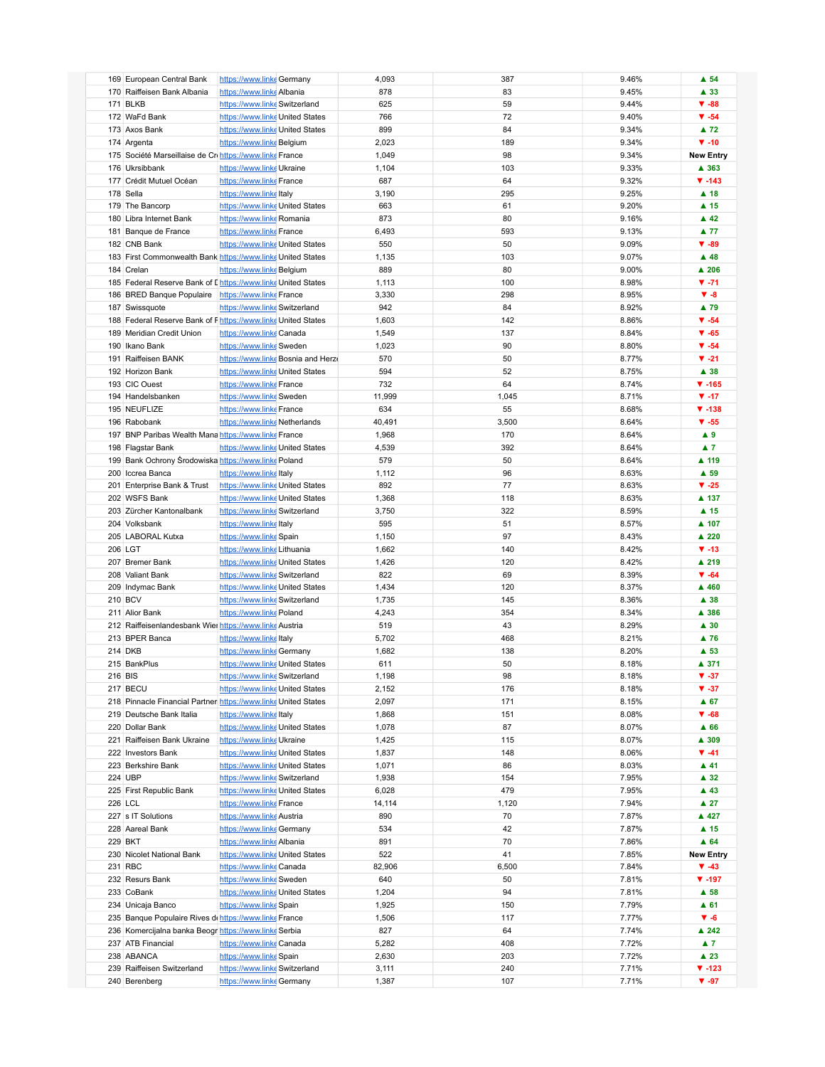| | | | | | | | |
|---|---|---|---|---|---|---|---|
| 169 | European Central Bank | https://www.linke | Germany | 4,093 | 387 | 9.46% | ▲ 54 |
| 170 | Raiffeisen Bank Albania | https://www.linke | Albania | 878 | 83 | 9.45% | ▲ 33 |
| 171 | BLKB | https://www.linke | Switzerland | 625 | 59 | 9.44% | ▼ -88 |
| 172 | WaFd Bank | https://www.linke | United States | 766 | 72 | 9.40% | ▼ -54 |
| 173 | Axos Bank | https://www.linke | United States | 899 | 84 | 9.34% | ▲ 72 |
| 174 | Argenta | https://www.linke | Belgium | 2,023 | 189 | 9.34% | ▼ -10 |
| 175 | Société Marseillaise de Cr | https://www.linke | France | 1,049 | 98 | 9.34% | New Entry |
| 176 | Ukrsibbank | https://www.linke | Ukraine | 1,104 | 103 | 9.33% | ▲ 363 |
| 177 | Crédit Mutuel Océan | https://www.linke | France | 687 | 64 | 9.32% | ▼ -143 |
| 178 | Sella | https://www.linke | Italy | 3,190 | 295 | 9.25% | ▲ 18 |
| 179 | The Bancorp | https://www.linke | United States | 663 | 61 | 9.20% | ▲ 15 |
| 180 | Libra Internet Bank | https://www.linke | Romania | 873 | 80 | 9.16% | ▲ 42 |
| 181 | Banque de France | https://www.linke | France | 6,493 | 593 | 9.13% | ▲ 77 |
| 182 | CNB Bank | https://www.linke | United States | 550 | 50 | 9.09% | ▼ -89 |
| 183 | First Commonwealth Bank | https://www.linke | United States | 1,135 | 103 | 9.07% | ▲ 48 |
| 184 | Crelan | https://www.linke | Belgium | 889 | 80 | 9.00% | ▲ 206 |
| 185 | Federal Reserve Bank of D | https://www.linke | United States | 1,113 | 100 | 8.98% | ▼ -71 |
| 186 | BRED Banque Populaire | https://www.linke | France | 3,330 | 298 | 8.95% | ▼ -8 |
| 187 | Swissquote | https://www.linke | Switzerland | 942 | 84 | 8.92% | ▲ 79 |
| 188 | Federal Reserve Bank of P | https://www.linke | United States | 1,603 | 142 | 8.86% | ▼ -54 |
| 189 | Meridian Credit Union | https://www.linke | Canada | 1,549 | 137 | 8.84% | ▼ -65 |
| 190 | Ikano Bank | https://www.linke | Sweden | 1,023 | 90 | 8.80% | ▼ -54 |
| 191 | Raiffeisen BANK | https://www.linke | Bosnia and Herze | 570 | 50 | 8.77% | ▼ -21 |
| 192 | Horizon Bank | https://www.linke | United States | 594 | 52 | 8.75% | ▲ 38 |
| 193 | CIC Ouest | https://www.linke | France | 732 | 64 | 8.74% | ▼ -165 |
| 194 | Handelsbanken | https://www.linke | Sweden | 11,999 | 1,045 | 8.71% | ▼ -17 |
| 195 | NEUFLIZE | https://www.linke | France | 634 | 55 | 8.68% | ▼ -138 |
| 196 | Rabobank | https://www.linke | Netherlands | 40,491 | 3,500 | 8.64% | ▼ -55 |
| 197 | BNP Paribas Wealth Mana | https://www.linke | France | 1,968 | 170 | 8.64% | ▲ 9 |
| 198 | Flagstar Bank | https://www.linke | United States | 4,539 | 392 | 8.64% | ▲ 7 |
| 199 | Bank Ochrony Środowiska | https://www.linke | Poland | 579 | 50 | 8.64% | ▲ 119 |
| 200 | Iccrea Banca | https://www.linke | Italy | 1,112 | 96 | 8.63% | ▲ 59 |
| 201 | Enterprise Bank & Trust | https://www.linke | United States | 892 | 77 | 8.63% | ▼ -25 |
| 202 | WSFS Bank | https://www.linke | United States | 1,368 | 118 | 8.63% | ▲ 137 |
| 203 | Zürcher Kantonalbank | https://www.linke | Switzerland | 3,750 | 322 | 8.59% | ▲ 15 |
| 204 | Volksbank | https://www.linke | Italy | 595 | 51 | 8.57% | ▲ 107 |
| 205 | LABORAL Kutxa | https://www.linke | Spain | 1,150 | 97 | 8.43% | ▲ 220 |
| 206 | LGT | https://www.linke | Lithuania | 1,662 | 140 | 8.42% | ▼ -13 |
| 207 | Bremer Bank | https://www.linke | United States | 1,426 | 120 | 8.42% | ▲ 219 |
| 208 | Valiant Bank | https://www.linke | Switzerland | 822 | 69 | 8.39% | ▼ -64 |
| 209 | Indymac Bank | https://www.linke | United States | 1,434 | 120 | 8.37% | ▲ 460 |
| 210 | BCV | https://www.linke | Switzerland | 1,735 | 145 | 8.36% | ▲ 38 |
| 211 | Alior Bank | https://www.linke | Poland | 4,243 | 354 | 8.34% | ▲ 386 |
| 212 | Raiffeisenlandesbank Wien | https://www.linke | Austria | 519 | 43 | 8.29% | ▲ 30 |
| 213 | BPER Banca | https://www.linke | Italy | 5,702 | 468 | 8.21% | ▲ 76 |
| 214 | DKB | https://www.linke | Germany | 1,682 | 138 | 8.20% | ▲ 53 |
| 215 | BankPlus | https://www.linke | United States | 611 | 50 | 8.18% | ▲ 371 |
| 216 | BIS | https://www.linke | Switzerland | 1,198 | 98 | 8.18% | ▼ -37 |
| 217 | BECU | https://www.linke | United States | 2,152 | 176 | 8.18% | ▼ -37 |
| 218 | Pinnacle Financial Partner | https://www.linke | United States | 2,097 | 171 | 8.15% | ▲ 67 |
| 219 | Deutsche Bank Italia | https://www.linke | Italy | 1,868 | 151 | 8.08% | ▼ -68 |
| 220 | Dollar Bank | https://www.linke | United States | 1,078 | 87 | 8.07% | ▲ 66 |
| 221 | Raiffeisen Bank Ukraine | https://www.linke | Ukraine | 1,425 | 115 | 8.07% | ▲ 309 |
| 222 | Investors Bank | https://www.linke | United States | 1,837 | 148 | 8.06% | ▼ -41 |
| 223 | Berkshire Bank | https://www.linke | United States | 1,071 | 86 | 8.03% | ▲ 41 |
| 224 | UBP | https://www.linke | Switzerland | 1,938 | 154 | 7.95% | ▲ 32 |
| 225 | First Republic Bank | https://www.linke | United States | 6,028 | 479 | 7.95% | ▲ 43 |
| 226 | LCL | https://www.linke | France | 14,114 | 1,120 | 7.94% | ▲ 27 |
| 227 | s IT Solutions | https://www.linke | Austria | 890 | 70 | 7.87% | ▲ 427 |
| 228 | Aareal Bank | https://www.linke | Germany | 534 | 42 | 7.87% | ▲ 15 |
| 229 | BKT | https://www.linke | Albania | 891 | 70 | 7.86% | ▲ 64 |
| 230 | Nicolet National Bank | https://www.linke | United States | 522 | 41 | 7.85% | New Entry |
| 231 | RBC | https://www.linke | Canada | 82,906 | 6,500 | 7.84% | ▼ -43 |
| 232 | Resurs Bank | https://www.linke | Sweden | 640 | 50 | 7.81% | ▼ -197 |
| 233 | CoBank | https://www.linke | United States | 1,204 | 94 | 7.81% | ▲ 58 |
| 234 | Unicaja Banco | https://www.linke | Spain | 1,925 | 150 | 7.79% | ▲ 61 |
| 235 | Banque Populaire Rives de | https://www.linke | France | 1,506 | 117 | 7.77% | ▼ -6 |
| 236 | Komercijalna banka Beogr | https://www.linke | Serbia | 827 | 64 | 7.74% | ▲ 242 |
| 237 | ATB Financial | https://www.linke | Canada | 5,282 | 408 | 7.72% | ▲ 7 |
| 238 | ABANCA | https://www.linke | Spain | 2,630 | 203 | 7.72% | ▲ 23 |
| 239 | Raiffeisen Switzerland | https://www.linke | Switzerland | 3,111 | 240 | 7.71% | ▼ -123 |
| 240 | Berenberg | https://www.linke | Germany | 1,387 | 107 | 7.71% | ▼ -97 |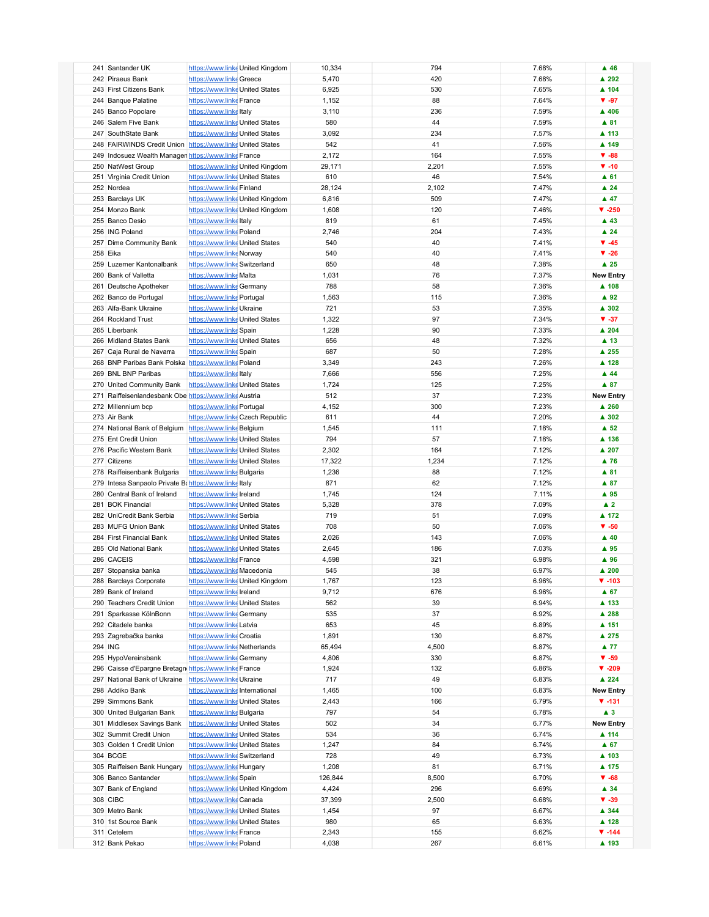| | | | | | | | |
|---|---|---|---|---|---|---|---|
| 241 | Santander UK | https://www.linke | United Kingdom | 10,334 | 794 | 7.68% | ▲ 46 |
| 242 | Piraeus Bank | https://www.linke | Greece | 5,470 | 420 | 7.68% | ▲ 292 |
| 243 | First Citizens Bank | https://www.linke | United States | 6,925 | 530 | 7.65% | ▲ 104 |
| 244 | Banque Palatine | https://www.linke | France | 1,152 | 88 | 7.64% | ▼ -97 |
| 245 | Banco Popolare | https://www.linke | Italy | 3,110 | 236 | 7.59% | ▲ 406 |
| 246 | Salem Five Bank | https://www.linke | United States | 580 | 44 | 7.59% | ▲ 81 |
| 247 | SouthState Bank | https://www.linke | United States | 3,092 | 234 | 7.57% | ▲ 113 |
| 248 | FAIRWINDS Credit Union | https://www.linke | United States | 542 | 41 | 7.56% | ▲ 149 |
| 249 | Indosuez Wealth Managem | https://www.linke | France | 2,172 | 164 | 7.55% | ▼ -88 |
| 250 | NatWest Group | https://www.linke | United Kingdom | 29,171 | 2,201 | 7.55% | ▼ -10 |
| 251 | Virginia Credit Union | https://www.linke | United States | 610 | 46 | 7.54% | ▲ 61 |
| 252 | Nordea | https://www.linke | Finland | 28,124 | 2,102 | 7.47% | ▲ 24 |
| 253 | Barclays UK | https://www.linke | United Kingdom | 6,816 | 509 | 7.47% | ▲ 47 |
| 254 | Monzo Bank | https://www.linke | United Kingdom | 1,608 | 120 | 7.46% | ▼ -250 |
| 255 | Banco Desio | https://www.linke | Italy | 819 | 61 | 7.45% | ▲ 43 |
| 256 | ING Poland | https://www.linke | Poland | 2,746 | 204 | 7.43% | ▲ 24 |
| 257 | Dime Community Bank | https://www.linke | United States | 540 | 40 | 7.41% | ▼ -45 |
| 258 | Eika | https://www.linke | Norway | 540 | 40 | 7.41% | ▼ -26 |
| 259 | Luzerner Kantonalbank | https://www.linke | Switzerland | 650 | 48 | 7.38% | ▲ 25 |
| 260 | Bank of Valletta | https://www.linke | Malta | 1,031 | 76 | 7.37% | New Entry |
| 261 | Deutsche Apotheker | https://www.linke | Germany | 788 | 58 | 7.36% | ▲ 108 |
| 262 | Banco de Portugal | https://www.linke | Portugal | 1,563 | 115 | 7.36% | ▲ 92 |
| 263 | Alfa-Bank Ukraine | https://www.linke | Ukraine | 721 | 53 | 7.35% | ▲ 302 |
| 264 | Rockland Trust | https://www.linke | United States | 1,322 | 97 | 7.34% | ▼ -37 |
| 265 | Liberbank | https://www.linke | Spain | 1,228 | 90 | 7.33% | ▲ 204 |
| 266 | Midland States Bank | https://www.linke | United States | 656 | 48 | 7.32% | ▲ 13 |
| 267 | Caja Rural de Navarra | https://www.linke | Spain | 687 | 50 | 7.28% | ▲ 255 |
| 268 | BNP Paribas Bank Polska | https://www.linke | Poland | 3,349 | 243 | 7.26% | ▲ 128 |
| 269 | BNL BNP Paribas | https://www.linke | Italy | 7,666 | 556 | 7.25% | ▲ 44 |
| 270 | United Community Bank | https://www.linke | United States | 1,724 | 125 | 7.25% | ▲ 87 |
| 271 | Raiffeisenlandesbank Obe | https://www.linke | Austria | 512 | 37 | 7.23% | New Entry |
| 272 | Millennium bcp | https://www.linke | Portugal | 4,152 | 300 | 7.23% | ▲ 260 |
| 273 | Air Bank | https://www.linke | Czech Republic | 611 | 44 | 7.20% | ▲ 302 |
| 274 | National Bank of Belgium | https://www.linke | Belgium | 1,545 | 111 | 7.18% | ▲ 52 |
| 275 | Ent Credit Union | https://www.linke | United States | 794 | 57 | 7.18% | ▲ 136 |
| 276 | Pacific Western Bank | https://www.linke | United States | 2,302 | 164 | 7.12% | ▲ 207 |
| 277 | Citizens | https://www.linke | United States | 17,322 | 1,234 | 7.12% | ▲ 76 |
| 278 | Raiffeisenbank Bulgaria | https://www.linke | Bulgaria | 1,236 | 88 | 7.12% | ▲ 81 |
| 279 | Intesa Sanpaolo Private Ba | https://www.linke | Italy | 871 | 62 | 7.12% | ▲ 87 |
| 280 | Central Bank of Ireland | https://www.linke | Ireland | 1,745 | 124 | 7.11% | ▲ 95 |
| 281 | BOK Financial | https://www.linke | United States | 5,328 | 378 | 7.09% | ▲ 2 |
| 282 | UniCredit Bank Serbia | https://www.linke | Serbia | 719 | 51 | 7.09% | ▲ 172 |
| 283 | MUFG Union Bank | https://www.linke | United States | 708 | 50 | 7.06% | ▼ -50 |
| 284 | First Financial Bank | https://www.linke | United States | 2,026 | 143 | 7.06% | ▲ 40 |
| 285 | Old National Bank | https://www.linke | United States | 2,645 | 186 | 7.03% | ▲ 95 |
| 286 | CACEIS | https://www.linke | France | 4,598 | 321 | 6.98% | ▲ 96 |
| 287 | Stopanska banka | https://www.linke | Macedonia | 545 | 38 | 6.97% | ▲ 200 |
| 288 | Barclays Corporate | https://www.linke | United Kingdom | 1,767 | 123 | 6.96% | ▼ -103 |
| 289 | Bank of Ireland | https://www.linke | Ireland | 9,712 | 676 | 6.96% | ▲ 67 |
| 290 | Teachers Credit Union | https://www.linke | United States | 562 | 39 | 6.94% | ▲ 133 |
| 291 | Sparkasse KölnBonn | https://www.linke | Germany | 535 | 37 | 6.92% | ▲ 288 |
| 292 | Citadele banka | https://www.linke | Latvia | 653 | 45 | 6.89% | ▲ 151 |
| 293 | Zagrebačka banka | https://www.linke | Croatia | 1,891 | 130 | 6.87% | ▲ 275 |
| 294 | ING | https://www.linke | Netherlands | 65,494 | 4,500 | 6.87% | ▲ 77 |
| 295 | HypoVereinsbank | https://www.linke | Germany | 4,806 | 330 | 6.87% | ▼ -59 |
| 296 | Caisse d'Epargne Bretagn | https://www.linke | France | 1,924 | 132 | 6.86% | ▼ -209 |
| 297 | National Bank of Ukraine | https://www.linke | Ukraine | 717 | 49 | 6.83% | ▲ 224 |
| 298 | Addiko Bank | https://www.linke | International | 1,465 | 100 | 6.83% | New Entry |
| 299 | Simmons Bank | https://www.linke | United States | 2,443 | 166 | 6.79% | ▼ -131 |
| 300 | United Bulgarian Bank | https://www.linke | Bulgaria | 797 | 54 | 6.78% | ▲ 3 |
| 301 | Middlesex Savings Bank | https://www.linke | United States | 502 | 34 | 6.77% | New Entry |
| 302 | Summit Credit Union | https://www.linke | United States | 534 | 36 | 6.74% | ▲ 114 |
| 303 | Golden 1 Credit Union | https://www.linke | United States | 1,247 | 84 | 6.74% | ▲ 67 |
| 304 | BCGE | https://www.linke | Switzerland | 728 | 49 | 6.73% | ▲ 103 |
| 305 | Raiffeisen Bank Hungary | https://www.linke | Hungary | 1,208 | 81 | 6.71% | ▲ 175 |
| 306 | Banco Santander | https://www.linke | Spain | 126,844 | 8,500 | 6.70% | ▼ -68 |
| 307 | Bank of England | https://www.linke | United Kingdom | 4,424 | 296 | 6.69% | ▲ 34 |
| 308 | CIBC | https://www.linke | Canada | 37,399 | 2,500 | 6.68% | ▼ -39 |
| 309 | Metro Bank | https://www.linke | United States | 1,454 | 97 | 6.67% | ▲ 344 |
| 310 | 1st Source Bank | https://www.linke | United States | 980 | 65 | 6.63% | ▲ 128 |
| 311 | Cetelem | https://www.linke | France | 2,343 | 155 | 6.62% | ▼ -144 |
| 312 | Bank Pekao | https://www.linke | Poland | 4,038 | 267 | 6.61% | ▲ 193 |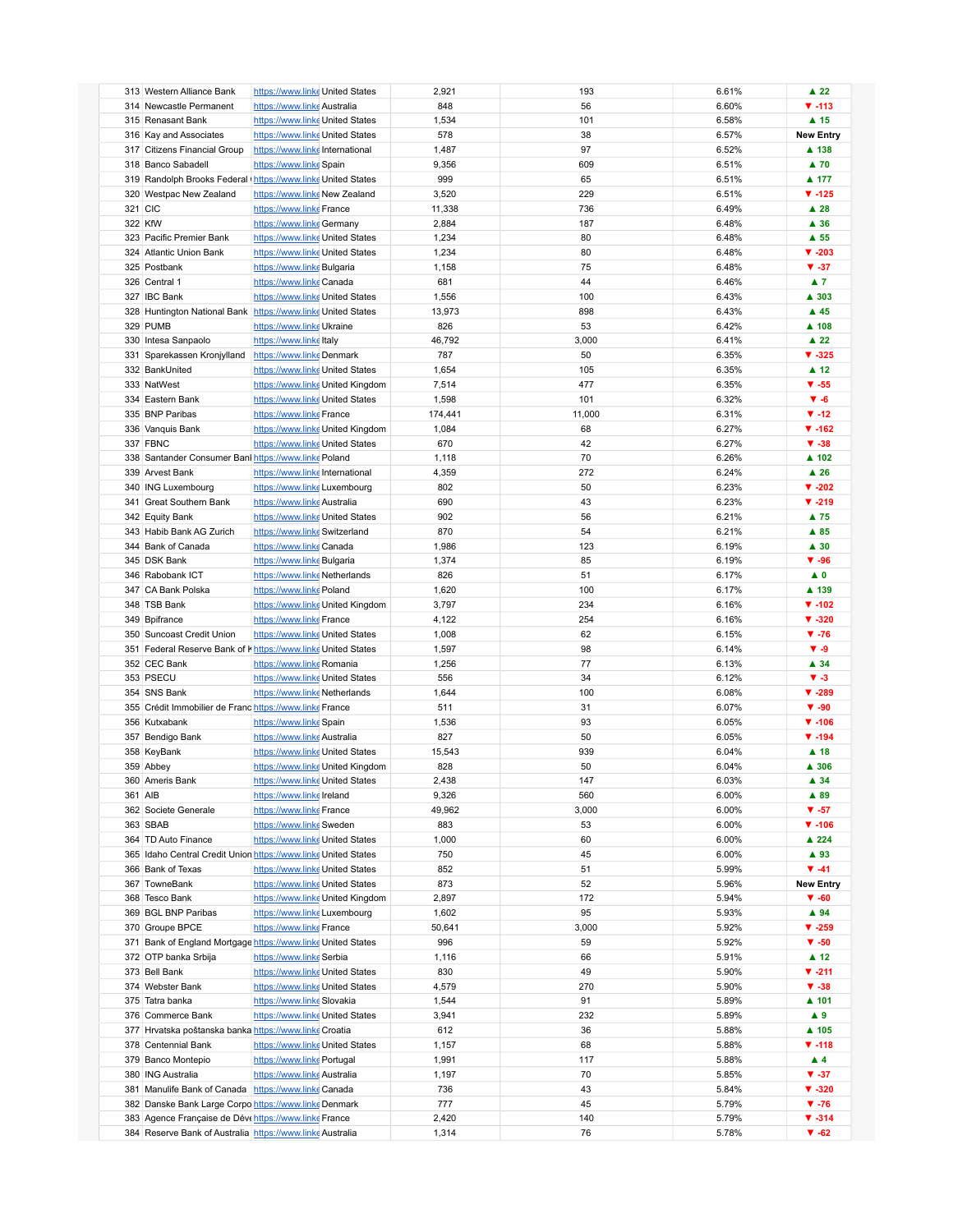| | | | | | | | |
|---|---|---|---|---|---|---|---|
| 313 | Western Alliance Bank | https://www.linke | United States | 2,921 | 193 | 6.61% | ▲ 22 |
| 314 | Newcastle Permanent | https://www.linke | Australia | 848 | 56 | 6.60% | ▼ -113 |
| 315 | Renasant Bank | https://www.linke | United States | 1,534 | 101 | 6.58% | ▲ 15 |
| 316 | Kay and Associates | https://www.linke | United States | 578 | 38 | 6.57% | New Entry |
| 317 | Citizens Financial Group | https://www.linke | International | 1,487 | 97 | 6.52% | ▲ 138 |
| 318 | Banco Sabadell | https://www.linke | Spain | 9,356 | 609 | 6.51% | ▲ 70 |
| 319 | Randolph Brooks Federal | https://www.linke | United States | 999 | 65 | 6.51% | ▲ 177 |
| 320 | Westpac New Zealand | https://www.linke | New Zealand | 3,520 | 229 | 6.51% | ▼ -125 |
| 321 | CIC | https://www.linke | France | 11,338 | 736 | 6.49% | ▲ 28 |
| 322 | KfW | https://www.linke | Germany | 2,884 | 187 | 6.48% | ▲ 36 |
| 323 | Pacific Premier Bank | https://www.linke | United States | 1,234 | 80 | 6.48% | ▲ 55 |
| 324 | Atlantic Union Bank | https://www.linke | United States | 1,234 | 80 | 6.48% | ▼ -203 |
| 325 | Postbank | https://www.linke | Bulgaria | 1,158 | 75 | 6.48% | ▼ -37 |
| 326 | Central 1 | https://www.linke | Canada | 681 | 44 | 6.46% | ▲ 7 |
| 327 | IBC Bank | https://www.linke | United States | 1,556 | 100 | 6.43% | ▲ 303 |
| 328 | Huntington National Bank | https://www.linke | United States | 13,973 | 898 | 6.43% | ▲ 45 |
| 329 | PUMB | https://www.linke | Ukraine | 826 | 53 | 6.42% | ▲ 108 |
| 330 | Intesa Sanpaolo | https://www.linke | Italy | 46,792 | 3,000 | 6.41% | ▲ 22 |
| 331 | Sparekassen Kronjylland | https://www.linke | Denmark | 787 | 50 | 6.35% | ▼ -325 |
| 332 | BankUnited | https://www.linke | United States | 1,654 | 105 | 6.35% | ▲ 12 |
| 333 | NatWest | https://www.linke | United Kingdom | 7,514 | 477 | 6.35% | ▼ -55 |
| 334 | Eastern Bank | https://www.linke | United States | 1,598 | 101 | 6.32% | ▼ -6 |
| 335 | BNP Paribas | https://www.linke | France | 174,441 | 11,000 | 6.31% | ▼ -12 |
| 336 | Vanquis Bank | https://www.linke | United Kingdom | 1,084 | 68 | 6.27% | ▼ -162 |
| 337 | FBNC | https://www.linke | United States | 670 | 42 | 6.27% | ▼ -38 |
| 338 | Santander Consumer Banl | https://www.linke | Poland | 1,118 | 70 | 6.26% | ▲ 102 |
| 339 | Arvest Bank | https://www.linke | International | 4,359 | 272 | 6.24% | ▲ 26 |
| 340 | ING Luxembourg | https://www.linke | Luxembourg | 802 | 50 | 6.23% | ▼ -202 |
| 341 | Great Southern Bank | https://www.linke | Australia | 690 | 43 | 6.23% | ▼ -219 |
| 342 | Equity Bank | https://www.linke | United States | 902 | 56 | 6.21% | ▲ 75 |
| 343 | Habib Bank AG Zurich | https://www.linke | Switzerland | 870 | 54 | 6.21% | ▲ 85 |
| 344 | Bank of Canada | https://www.linke | Canada | 1,986 | 123 | 6.19% | ▲ 30 |
| 345 | DSK Bank | https://www.linke | Bulgaria | 1,374 | 85 | 6.19% | ▼ -96 |
| 346 | Rabobank ICT | https://www.linke | Netherlands | 826 | 51 | 6.17% | ▲ 0 |
| 347 | CA Bank Polska | https://www.linke | Poland | 1,620 | 100 | 6.17% | ▲ 139 |
| 348 | TSB Bank | https://www.linke | United Kingdom | 3,797 | 234 | 6.16% | ▼ -102 |
| 349 | Bpifrance | https://www.linke | France | 4,122 | 254 | 6.16% | ▼ -320 |
| 350 | Suncoast Credit Union | https://www.linke | United States | 1,008 | 62 | 6.15% | ▼ -76 |
| 351 | Federal Reserve Bank of k | https://www.linke | United States | 1,597 | 98 | 6.14% | ▼ -9 |
| 352 | CEC Bank | https://www.linke | Romania | 1,256 | 77 | 6.13% | ▲ 34 |
| 353 | PSECU | https://www.linke | United States | 556 | 34 | 6.12% | ▼ -3 |
| 354 | SNS Bank | https://www.linke | Netherlands | 1,644 | 100 | 6.08% | ▼ -289 |
| 355 | Crédit Immobilier de Franc | https://www.linke | France | 511 | 31 | 6.07% | ▼ -90 |
| 356 | Kutxabank | https://www.linke | Spain | 1,536 | 93 | 6.05% | ▼ -106 |
| 357 | Bendigo Bank | https://www.linke | Australia | 827 | 50 | 6.05% | ▼ -194 |
| 358 | KeyBank | https://www.linke | United States | 15,543 | 939 | 6.04% | ▲ 18 |
| 359 | Abbey | https://www.linke | United Kingdom | 828 | 50 | 6.04% | ▲ 306 |
| 360 | Ameris Bank | https://www.linke | United States | 2,438 | 147 | 6.03% | ▲ 34 |
| 361 | AIB | https://www.linke | Ireland | 9,326 | 560 | 6.00% | ▲ 89 |
| 362 | Societe Generale | https://www.linke | France | 49,962 | 3,000 | 6.00% | ▼ -57 |
| 363 | SBAB | https://www.linke | Sweden | 883 | 53 | 6.00% | ▼ -106 |
| 364 | TD Auto Finance | https://www.linke | United States | 1,000 | 60 | 6.00% | ▲ 224 |
| 365 | Idaho Central Credit Union | https://www.linke | United States | 750 | 45 | 6.00% | ▲ 93 |
| 366 | Bank of Texas | https://www.linke | United States | 852 | 51 | 5.99% | ▼ -41 |
| 367 | TowneBank | https://www.linke | United States | 873 | 52 | 5.96% | New Entry |
| 368 | Tesco Bank | https://www.linke | United Kingdom | 2,897 | 172 | 5.94% | ▼ -60 |
| 369 | BGL BNP Paribas | https://www.linke | Luxembourg | 1,602 | 95 | 5.93% | ▲ 94 |
| 370 | Groupe BPCE | https://www.linke | France | 50,641 | 3,000 | 5.92% | ▼ -259 |
| 371 | Bank of England Mortgage | https://www.linke | United States | 996 | 59 | 5.92% | ▼ -50 |
| 372 | OTP banka Srbija | https://www.linke | Serbia | 1,116 | 66 | 5.91% | ▲ 12 |
| 373 | Bell Bank | https://www.linke | United States | 830 | 49 | 5.90% | ▼ -211 |
| 374 | Webster Bank | https://www.linke | United States | 4,579 | 270 | 5.90% | ▼ -38 |
| 375 | Tatra banka | https://www.linke | Slovakia | 1,544 | 91 | 5.89% | ▲ 101 |
| 376 | Commerce Bank | https://www.linke | United States | 3,941 | 232 | 5.89% | ▲ 9 |
| 377 | Hrvatska poštanska banka | https://www.linke | Croatia | 612 | 36 | 5.88% | ▲ 105 |
| 378 | Centennial Bank | https://www.linke | United States | 1,157 | 68 | 5.88% | ▼ -118 |
| 379 | Banco Montepio | https://www.linke | Portugal | 1,991 | 117 | 5.88% | ▲ 4 |
| 380 | ING Australia | https://www.linke | Australia | 1,197 | 70 | 5.85% | ▼ -37 |
| 381 | Manulife Bank of Canada | https://www.linke | Canada | 736 | 43 | 5.84% | ▼ -320 |
| 382 | Danske Bank Large Corpo | https://www.linke | Denmark | 777 | 45 | 5.79% | ▼ -76 |
| 383 | Agence Française de Déve | https://www.linke | France | 2,420 | 140 | 5.79% | ▼ -314 |
| 384 | Reserve Bank of Australia | https://www.linke | Australia | 1,314 | 76 | 5.78% | ▼ -62 |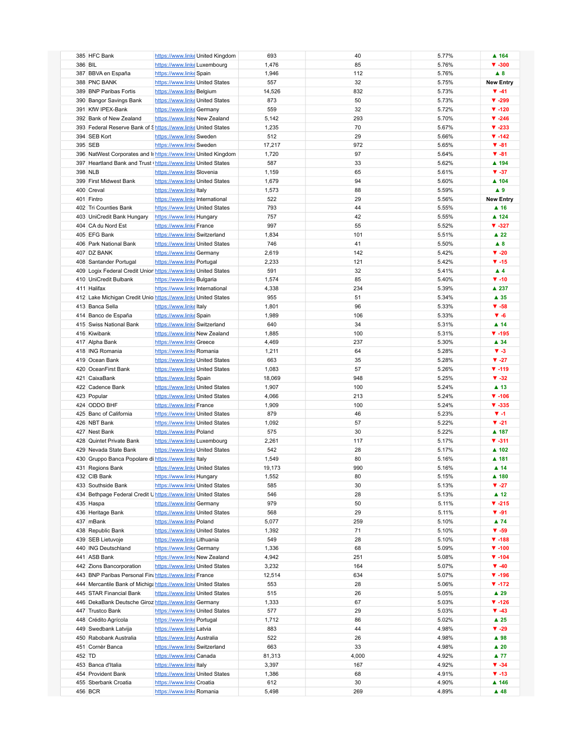| | | | | | | | |
|---|---|---|---|---|---|---|---|
| 385 | HFC Bank | https://www.linke | United Kingdom | 693 | 40 | 5.77% | ▲ 164 |
| 386 | BIL | https://www.linke | Luxembourg | 1,476 | 85 | 5.76% | ▼ -300 |
| 387 | BBVA en España | https://www.linke | Spain | 1,946 | 112 | 5.76% | ▲ 8 |
| 388 | PNC BANK | https://www.linke | United States | 557 | 32 | 5.75% | New Entry |
| 389 | BNP Paribas Fortis | https://www.linke | Belgium | 14,526 | 832 | 5.73% | ▼ -41 |
| 390 | Bangor Savings Bank | https://www.linke | United States | 873 | 50 | 5.73% | ▼ -299 |
| 391 | KfW IPEX-Bank | https://www.linke | Germany | 559 | 32 | 5.72% | ▼ -120 |
| 392 | Bank of New Zealand | https://www.linke | New Zealand | 5,142 | 293 | 5.70% | ▼ -246 |
| 393 | Federal Reserve Bank of S | https://www.linke | United States | 1,235 | 70 | 5.67% | ▼ -233 |
| 394 | SEB Kort | https://www.linke | Sweden | 512 | 29 | 5.66% | ▼ -142 |
| 395 | SEB | https://www.linke | Sweden | 17,217 | 972 | 5.65% | ▼ -81 |
| 396 | NatWest Corporates and In | https://www.linke | United Kingdom | 1,720 | 97 | 5.64% | ▼ -81 |
| 397 | Heartland Bank and Trust | https://www.linke | United States | 587 | 33 | 5.62% | ▲ 194 |
| 398 | NLB | https://www.linke | Slovenia | 1,159 | 65 | 5.61% | ▼ -37 |
| 399 | First Midwest Bank | https://www.linke | United States | 1,679 | 94 | 5.60% | ▲ 104 |
| 400 | Creval | https://www.linke | Italy | 1,573 | 88 | 5.59% | ▲ 9 |
| 401 | Fintro | https://www.linke | International | 522 | 29 | 5.56% | New Entry |
| 402 | Tri Counties Bank | https://www.linke | United States | 793 | 44 | 5.55% | ▲ 16 |
| 403 | UniCredit Bank Hungary | https://www.linke | Hungary | 757 | 42 | 5.55% | ▲ 124 |
| 404 | CA du Nord Est | https://www.linke | France | 997 | 55 | 5.52% | ▼ -327 |
| 405 | EFG Bank | https://www.linke | Switzerland | 1,834 | 101 | 5.51% | ▲ 22 |
| 406 | Park National Bank | https://www.linke | United States | 746 | 41 | 5.50% | ▲ 8 |
| 407 | DZ BANK | https://www.linke | Germany | 2,619 | 142 | 5.42% | ▼ -20 |
| 408 | Santander Portugal | https://www.linke | Portugal | 2,233 | 121 | 5.42% | ▼ -15 |
| 409 | Logix Federal Credit Union | https://www.linke | United States | 591 | 32 | 5.41% | ▲ 4 |
| 410 | UniCredit Bulbank | https://www.linke | Bulgaria | 1,574 | 85 | 5.40% | ▼ -10 |
| 411 | Halifax | https://www.linke | International | 4,338 | 234 | 5.39% | ▲ 237 |
| 412 | Lake Michigan Credit Unio | https://www.linke | United States | 955 | 51 | 5.34% | ▲ 35 |
| 413 | Banca Sella | https://www.linke | Italy | 1,801 | 96 | 5.33% | ▼ -58 |
| 414 | Banco de España | https://www.linke | Spain | 1,989 | 106 | 5.33% | ▼ -6 |
| 415 | Swiss National Bank | https://www.linke | Switzerland | 640 | 34 | 5.31% | ▲ 14 |
| 416 | Kiwibank | https://www.linke | New Zealand | 1,885 | 100 | 5.31% | ▼ -195 |
| 417 | Alpha Bank | https://www.linke | Greece | 4,469 | 237 | 5.30% | ▲ 34 |
| 418 | ING Romania | https://www.linke | Romania | 1,211 | 64 | 5.28% | ▼ -3 |
| 419 | Ocean Bank | https://www.linke | United States | 663 | 35 | 5.28% | ▼ -27 |
| 420 | OceanFirst Bank | https://www.linke | United States | 1,083 | 57 | 5.26% | ▼ -119 |
| 421 | CaixaBank | https://www.linke | Spain | 18,069 | 948 | 5.25% | ▼ -32 |
| 422 | Cadence Bank | https://www.linke | United States | 1,907 | 100 | 5.24% | ▲ 13 |
| 423 | Popular | https://www.linke | United States | 4,066 | 213 | 5.24% | ▼ -106 |
| 424 | ODDO BHF | https://www.linke | France | 1,909 | 100 | 5.24% | ▼ -335 |
| 425 | Banc of California | https://www.linke | United States | 879 | 46 | 5.23% | ▼ -1 |
| 426 | NBT Bank | https://www.linke | United States | 1,092 | 57 | 5.22% | ▼ -21 |
| 427 | Nest Bank | https://www.linke | Poland | 575 | 30 | 5.22% | ▲ 187 |
| 428 | Quintet Private Bank | https://www.linke | Luxembourg | 2,261 | 117 | 5.17% | ▼ -311 |
| 429 | Nevada State Bank | https://www.linke | United States | 542 | 28 | 5.17% | ▲ 102 |
| 430 | Gruppo Banca Popolare di | https://www.linke | Italy | 1,549 | 80 | 5.16% | ▲ 181 |
| 431 | Regions Bank | https://www.linke | United States | 19,173 | 990 | 5.16% | ▲ 14 |
| 432 | CIB Bank | https://www.linke | Hungary | 1,552 | 80 | 5.15% | ▲ 180 |
| 433 | Southside Bank | https://www.linke | United States | 585 | 30 | 5.13% | ▼ -27 |
| 434 | Bethpage Federal Credit U | https://www.linke | United States | 546 | 28 | 5.13% | ▲ 12 |
| 435 | Haspa | https://www.linke | Germany | 979 | 50 | 5.11% | ▼ -215 |
| 436 | Heritage Bank | https://www.linke | United States | 568 | 29 | 5.11% | ▼ -91 |
| 437 | mBank | https://www.linke | Poland | 5,077 | 259 | 5.10% | ▲ 74 |
| 438 | Republic Bank | https://www.linke | United States | 1,392 | 71 | 5.10% | ▼ -59 |
| 439 | SEB Lietuvoje | https://www.linke | Lithuania | 549 | 28 | 5.10% | ▼ -188 |
| 440 | ING Deutschland | https://www.linke | Germany | 1,336 | 68 | 5.09% | ▼ -100 |
| 441 | ASB Bank | https://www.linke | New Zealand | 4,942 | 251 | 5.08% | ▼ -104 |
| 442 | Zions Bancorporation | https://www.linke | United States | 3,232 | 164 | 5.07% | ▼ -40 |
| 443 | BNP Paribas Personal Fin | https://www.linke | France | 12,514 | 634 | 5.07% | ▼ -196 |
| 444 | Mercantile Bank of Michiga | https://www.linke | United States | 553 | 28 | 5.06% | ▼ -172 |
| 445 | STAR Financial Bank | https://www.linke | United States | 515 | 26 | 5.05% | ▲ 29 |
| 446 | DekaBank Deutsche Giroz | https://www.linke | Germany | 1,333 | 67 | 5.03% | ▼ -126 |
| 447 | Trustco Bank | https://www.linke | United States | 577 | 29 | 5.03% | ▼ -43 |
| 448 | Crédito Agrícola | https://www.linke | Portugal | 1,712 | 86 | 5.02% | ▲ 25 |
| 449 | Swedbank Latvija | https://www.linke | Latvia | 883 | 44 | 4.98% | ▼ -29 |
| 450 | Rabobank Australia | https://www.linke | Australia | 522 | 26 | 4.98% | ▲ 98 |
| 451 | Cornèr Banca | https://www.linke | Switzerland | 663 | 33 | 4.98% | ▲ 20 |
| 452 | TD | https://www.linke | Canada | 81,313 | 4,000 | 4.92% | ▲ 77 |
| 453 | Banca d'Italia | https://www.linke | Italy | 3,397 | 167 | 4.92% | ▼ -34 |
| 454 | Provident Bank | https://www.linke | United States | 1,386 | 68 | 4.91% | ▼ -13 |
| 455 | Sberbank Croatia | https://www.linke | Croatia | 612 | 30 | 4.90% | ▲ 146 |
| 456 | BCR | https://www.linke | Romania | 5,498 | 269 | 4.89% | ▲ 48 |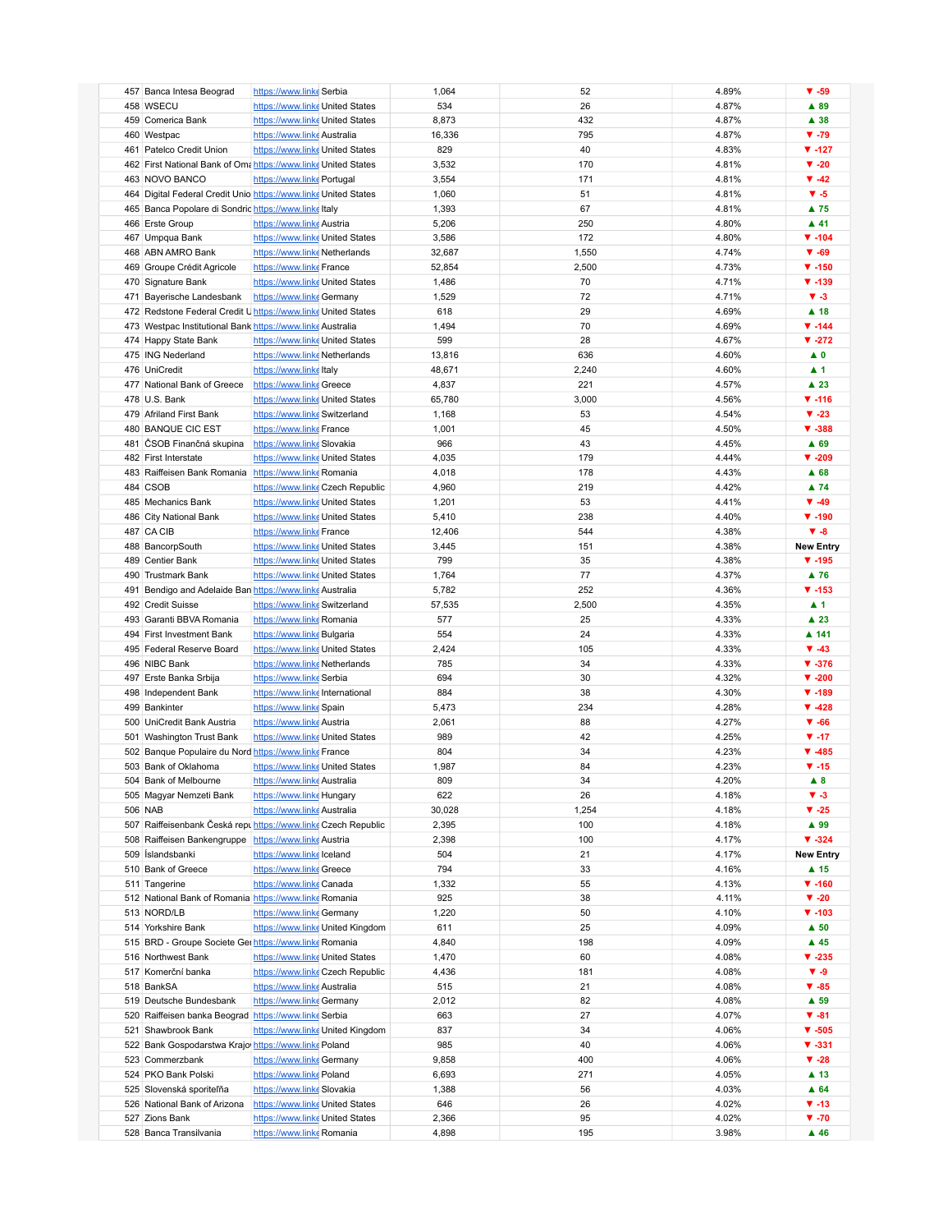| | | | | | | | |
|---|---|---|---|---|---|---|---|
| 457 | Banca Intesa Beograd | https://www.linke | Serbia | 1,064 | 52 | 4.89% | ▼ -59 |
| 458 | WSECU | https://www.linke | United States | 534 | 26 | 4.87% | ▲ 89 |
| 459 | Comerica Bank | https://www.linke | United States | 8,873 | 432 | 4.87% | ▲ 38 |
| 460 | Westpac | https://www.linke | Australia | 16,336 | 795 | 4.87% | ▼ -79 |
| 461 | Patelco Credit Union | https://www.linke | United States | 829 | 40 | 4.83% | ▼ -127 |
| 462 | First National Bank of Oma | https://www.linke | United States | 3,532 | 170 | 4.81% | ▼ -20 |
| 463 | NOVO BANCO | https://www.linke | Portugal | 3,554 | 171 | 4.81% | ▼ -42 |
| 464 | Digital Federal Credit Unio | https://www.linke | United States | 1,060 | 51 | 4.81% | ▼ -5 |
| 465 | Banca Popolare di Sondric | https://www.linke | Italy | 1,393 | 67 | 4.81% | ▲ 75 |
| 466 | Erste Group | https://www.linke | Austria | 5,206 | 250 | 4.80% | ▲ 41 |
| 467 | Umpqua Bank | https://www.linke | United States | 3,586 | 172 | 4.80% | ▼ -104 |
| 468 | ABN AMRO Bank | https://www.linke | Netherlands | 32,687 | 1,550 | 4.74% | ▼ -69 |
| 469 | Groupe Crédit Agricole | https://www.linke | France | 52,854 | 2,500 | 4.73% | ▼ -150 |
| 470 | Signature Bank | https://www.linke | United States | 1,486 | 70 | 4.71% | ▼ -139 |
| 471 | Bayerische Landesbank | https://www.linke | Germany | 1,529 | 72 | 4.71% | ▼ -3 |
| 472 | Redstone Federal Credit U | https://www.linke | United States | 618 | 29 | 4.69% | ▲ 18 |
| 473 | Westpac Institutional Bank | https://www.linke | Australia | 1,494 | 70 | 4.69% | ▼ -144 |
| 474 | Happy State Bank | https://www.linke | United States | 599 | 28 | 4.67% | ▼ -272 |
| 475 | ING Nederland | https://www.linke | Netherlands | 13,816 | 636 | 4.60% | ▲ 0 |
| 476 | UniCredit | https://www.linke | Italy | 48,671 | 2,240 | 4.60% | ▲ 1 |
| 477 | National Bank of Greece | https://www.linke | Greece | 4,837 | 221 | 4.57% | ▲ 23 |
| 478 | U.S. Bank | https://www.linke | United States | 65,780 | 3,000 | 4.56% | ▼ -116 |
| 479 | Afriland First Bank | https://www.linke | Switzerland | 1,168 | 53 | 4.54% | ▼ -23 |
| 480 | BANQUE CIC EST | https://www.linke | France | 1,001 | 45 | 4.50% | ▼ -388 |
| 481 | ČSOB Finančná skupina | https://www.linke | Slovakia | 966 | 43 | 4.45% | ▲ 69 |
| 482 | First Interstate | https://www.linke | United States | 4,035 | 179 | 4.44% | ▼ -209 |
| 483 | Raiffeisen Bank Romania | https://www.linke | Romania | 4,018 | 178 | 4.43% | ▲ 68 |
| 484 | CSOB | https://www.linke | Czech Republic | 4,960 | 219 | 4.42% | ▲ 74 |
| 485 | Mechanics Bank | https://www.linke | United States | 1,201 | 53 | 4.41% | ▼ -49 |
| 486 | City National Bank | https://www.linke | United States | 5,410 | 238 | 4.40% | ▼ -190 |
| 487 | CA CIB | https://www.linke | France | 12,406 | 544 | 4.38% | ▼ -8 |
| 488 | BancorpSouth | https://www.linke | United States | 3,445 | 151 | 4.38% | New Entry |
| 489 | Centier Bank | https://www.linke | United States | 799 | 35 | 4.38% | ▼ -195 |
| 490 | Trustmark Bank | https://www.linke | United States | 1,764 | 77 | 4.37% | ▲ 76 |
| 491 | Bendigo and Adelaide Ban | https://www.linke | Australia | 5,782 | 252 | 4.36% | ▼ -153 |
| 492 | Credit Suisse | https://www.linke | Switzerland | 57,535 | 2,500 | 4.35% | ▲ 1 |
| 493 | Garanti BBVA Romania | https://www.linke | Romania | 577 | 25 | 4.33% | ▲ 23 |
| 494 | First Investment Bank | https://www.linke | Bulgaria | 554 | 24 | 4.33% | ▲ 141 |
| 495 | Federal Reserve Board | https://www.linke | United States | 2,424 | 105 | 4.33% | ▼ -43 |
| 496 | NIBC Bank | https://www.linke | Netherlands | 785 | 34 | 4.33% | ▼ -376 |
| 497 | Erste Banka Srbija | https://www.linke | Serbia | 694 | 30 | 4.32% | ▼ -200 |
| 498 | Independent Bank | https://www.linke | International | 884 | 38 | 4.30% | ▼ -189 |
| 499 | Bankinter | https://www.linke | Spain | 5,473 | 234 | 4.28% | ▼ -428 |
| 500 | UniCredit Bank Austria | https://www.linke | Austria | 2,061 | 88 | 4.27% | ▼ -66 |
| 501 | Washington Trust Bank | https://www.linke | United States | 989 | 42 | 4.25% | ▼ -17 |
| 502 | Banque Populaire du Nord | https://www.linke | France | 804 | 34 | 4.23% | ▼ -485 |
| 503 | Bank of Oklahoma | https://www.linke | United States | 1,987 | 84 | 4.23% | ▼ -15 |
| 504 | Bank of Melbourne | https://www.linke | Australia | 809 | 34 | 4.20% | ▲ 8 |
| 505 | Magyar Nemzeti Bank | https://www.linke | Hungary | 622 | 26 | 4.18% | ▼ -3 |
| 506 | NAB | https://www.linke | Australia | 30,028 | 1,254 | 4.18% | ▼ -25 |
| 507 | Raiffeisenbank Česká repu | https://www.linke | Czech Republic | 2,395 | 100 | 4.18% | ▲ 99 |
| 508 | Raiffeisen Bankengruppe | https://www.linke | Austria | 2,398 | 100 | 4.17% | ▼ -324 |
| 509 | Íslandsbanki | https://www.linke | Iceland | 504 | 21 | 4.17% | New Entry |
| 510 | Bank of Greece | https://www.linke | Greece | 794 | 33 | 4.16% | ▲ 15 |
| 511 | Tangerine | https://www.linke | Canada | 1,332 | 55 | 4.13% | ▼ -160 |
| 512 | National Bank of Romania | https://www.linke | Romania | 925 | 38 | 4.11% | ▼ -20 |
| 513 | NORD/LB | https://www.linke | Germany | 1,220 | 50 | 4.10% | ▼ -103 |
| 514 | Yorkshire Bank | https://www.linke | United Kingdom | 611 | 25 | 4.09% | ▲ 50 |
| 515 | BRD - Groupe Societe Gei | https://www.linke | Romania | 4,840 | 198 | 4.09% | ▲ 45 |
| 516 | Northwest Bank | https://www.linke | United States | 1,470 | 60 | 4.08% | ▼ -235 |
| 517 | Komerční banka | https://www.linke | Czech Republic | 4,436 | 181 | 4.08% | ▼ -9 |
| 518 | BankSA | https://www.linke | Australia | 515 | 21 | 4.08% | ▼ -85 |
| 519 | Deutsche Bundesbank | https://www.linke | Germany | 2,012 | 82 | 4.08% | ▲ 59 |
| 520 | Raiffeisen banka Beograd | https://www.linke | Serbia | 663 | 27 | 4.07% | ▼ -81 |
| 521 | Shawbrook Bank | https://www.linke | United Kingdom | 837 | 34 | 4.06% | ▼ -505 |
| 522 | Bank Gospodarstwa Krajo | https://www.linke | Poland | 985 | 40 | 4.06% | ▼ -331 |
| 523 | Commerzbank | https://www.linke | Germany | 9,858 | 400 | 4.06% | ▼ -28 |
| 524 | PKO Bank Polski | https://www.linke | Poland | 6,693 | 271 | 4.05% | ▲ 13 |
| 525 | Slovenská sporiteľňa | https://www.linke | Slovakia | 1,388 | 56 | 4.03% | ▲ 64 |
| 526 | National Bank of Arizona | https://www.linke | United States | 646 | 26 | 4.02% | ▼ -13 |
| 527 | Zions Bank | https://www.linke | United States | 2,366 | 95 | 4.02% | ▼ -70 |
| 528 | Banca Transilvania | https://www.linke | Romania | 4,898 | 195 | 3.98% | ▲ 46 |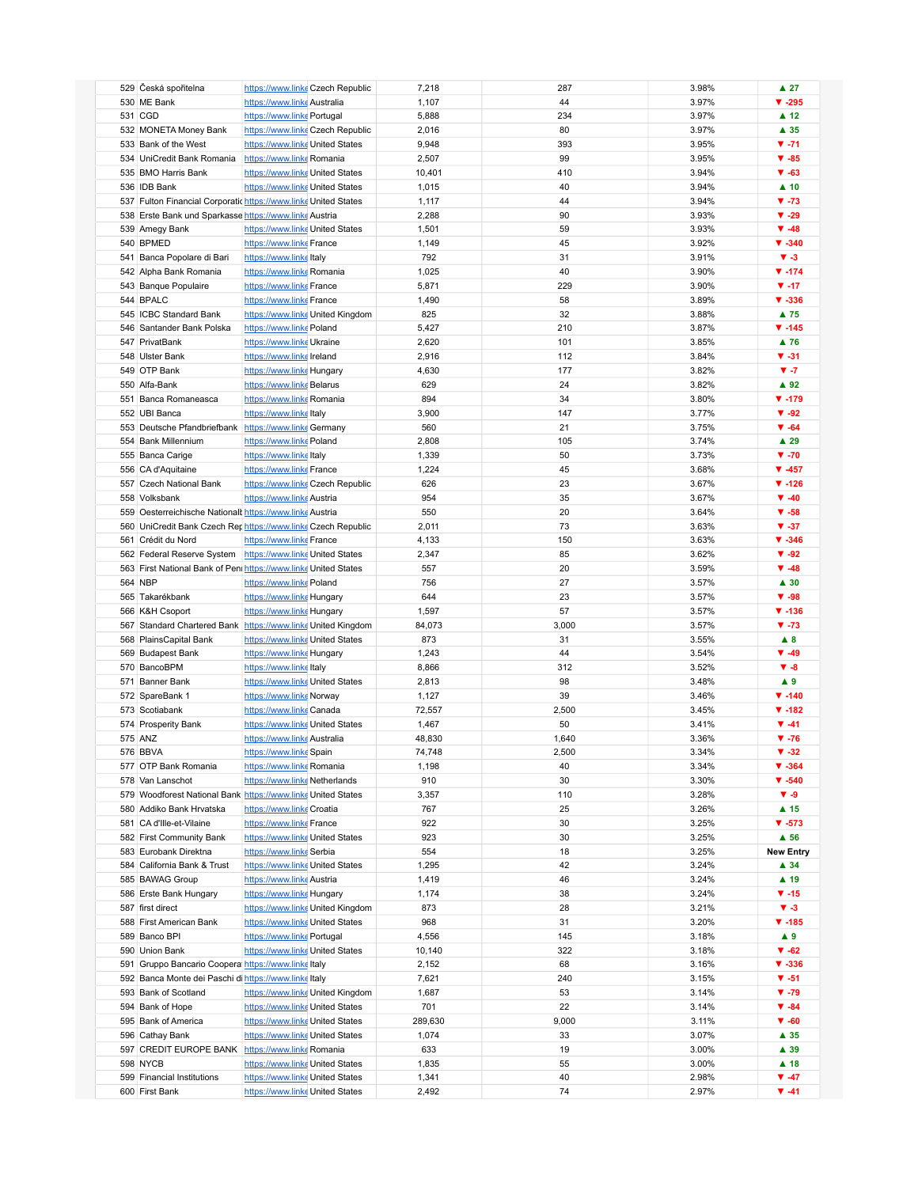| | | | | | | | |
|---|---|---|---|---|---|---|---|
| 529 | Česká spořitelna | https://www.linke | Czech Republic | 7,218 | 287 | 3.98% | ▲ 27 |
| 530 | ME Bank | https://www.linke | Australia | 1,107 | 44 | 3.97% | ▼ -295 |
| 531 | CGD | https://www.linke | Portugal | 5,888 | 234 | 3.97% | ▲ 12 |
| 532 | MONETA Money Bank | https://www.linke | Czech Republic | 2,016 | 80 | 3.97% | ▲ 35 |
| 533 | Bank of the West | https://www.linke | United States | 9,948 | 393 | 3.95% | ▼ -71 |
| 534 | UniCredit Bank Romania | https://www.linke | Romania | 2,507 | 99 | 3.95% | ▼ -85 |
| 535 | BMO Harris Bank | https://www.linke | United States | 10,401 | 410 | 3.94% | ▼ -63 |
| 536 | IDB Bank | https://www.linke | United States | 1,015 | 40 | 3.94% | ▲ 10 |
| 537 | Fulton Financial Corporatio | https://www.linke | United States | 1,117 | 44 | 3.94% | ▼ -73 |
| 538 | Erste Bank und Sparkasse | https://www.linke | Austria | 2,288 | 90 | 3.93% | ▼ -29 |
| 539 | Amegy Bank | https://www.linke | United States | 1,501 | 59 | 3.93% | ▼ -48 |
| 540 | BPMED | https://www.linke | France | 1,149 | 45 | 3.92% | ▼ -340 |
| 541 | Banca Popolare di Bari | https://www.linke | Italy | 792 | 31 | 3.91% | ▼ -3 |
| 542 | Alpha Bank Romania | https://www.linke | Romania | 1,025 | 40 | 3.90% | ▼ -174 |
| 543 | Banque Populaire | https://www.linke | France | 5,871 | 229 | 3.90% | ▼ -17 |
| 544 | BPALC | https://www.linke | France | 1,490 | 58 | 3.89% | ▼ -336 |
| 545 | ICBC Standard Bank | https://www.linke | United Kingdom | 825 | 32 | 3.88% | ▲ 75 |
| 546 | Santander Bank Polska | https://www.linke | Poland | 5,427 | 210 | 3.87% | ▼ -145 |
| 547 | PrivatBank | https://www.linke | Ukraine | 2,620 | 101 | 3.85% | ▲ 76 |
| 548 | Ulster Bank | https://www.linke | Ireland | 2,916 | 112 | 3.84% | ▼ -31 |
| 549 | OTP Bank | https://www.linke | Hungary | 4,630 | 177 | 3.82% | ▼ -7 |
| 550 | Alfa-Bank | https://www.linke | Belarus | 629 | 24 | 3.82% | ▲ 92 |
| 551 | Banca Romaneasca | https://www.linke | Romania | 894 | 34 | 3.80% | ▼ -179 |
| 552 | UBI Banca | https://www.linke | Italy | 3,900 | 147 | 3.77% | ▼ -92 |
| 553 | Deutsche Pfandbriefbank | https://www.linke | Germany | 560 | 21 | 3.75% | ▼ -64 |
| 554 | Bank Millennium | https://www.linke | Poland | 2,808 | 105 | 3.74% | ▲ 29 |
| 555 | Banca Carige | https://www.linke | Italy | 1,339 | 50 | 3.73% | ▼ -70 |
| 556 | CA d'Aquitaine | https://www.linke | France | 1,224 | 45 | 3.68% | ▼ -457 |
| 557 | Czech National Bank | https://www.linke | Czech Republic | 626 | 23 | 3.67% | ▼ -126 |
| 558 | Volksbank | https://www.linke | Austria | 954 | 35 | 3.67% | ▼ -40 |
| 559 | Oesterreichische Nationalb | https://www.linke | Austria | 550 | 20 | 3.64% | ▼ -58 |
| 560 | UniCredit Bank Czech Rep | https://www.linke | Czech Republic | 2,011 | 73 | 3.63% | ▼ -37 |
| 561 | Crédit du Nord | https://www.linke | France | 4,133 | 150 | 3.63% | ▼ -346 |
| 562 | Federal Reserve System | https://www.linke | United States | 2,347 | 85 | 3.62% | ▼ -92 |
| 563 | First National Bank of Pen | https://www.linke | United States | 557 | 20 | 3.59% | ▼ -48 |
| 564 | NBP | https://www.linke | Poland | 756 | 27 | 3.57% | ▲ 30 |
| 565 | Takarékbank | https://www.linke | Hungary | 644 | 23 | 3.57% | ▼ -98 |
| 566 | K&H Csoport | https://www.linke | Hungary | 1,597 | 57 | 3.57% | ▼ -136 |
| 567 | Standard Chartered Bank | https://www.linke | United Kingdom | 84,073 | 3,000 | 3.57% | ▼ -73 |
| 568 | PlainsCapital Bank | https://www.linke | United States | 873 | 31 | 3.55% | ▲ 8 |
| 569 | Budapest Bank | https://www.linke | Hungary | 1,243 | 44 | 3.54% | ▼ -49 |
| 570 | BancoBPM | https://www.linke | Italy | 8,866 | 312 | 3.52% | ▼ -8 |
| 571 | Banner Bank | https://www.linke | United States | 2,813 | 98 | 3.48% | ▲ 9 |
| 572 | SpareBank 1 | https://www.linke | Norway | 1,127 | 39 | 3.46% | ▼ -140 |
| 573 | Scotiabank | https://www.linke | Canada | 72,557 | 2,500 | 3.45% | ▼ -182 |
| 574 | Prosperity Bank | https://www.linke | United States | 1,467 | 50 | 3.41% | ▼ -41 |
| 575 | ANZ | https://www.linke | Australia | 48,830 | 1,640 | 3.36% | ▼ -76 |
| 576 | BBVA | https://www.linke | Spain | 74,748 | 2,500 | 3.34% | ▼ -32 |
| 577 | OTP Bank Romania | https://www.linke | Romania | 1,198 | 40 | 3.34% | ▼ -364 |
| 578 | Van Lanschot | https://www.linke | Netherlands | 910 | 30 | 3.30% | ▼ -540 |
| 579 | Woodforest National Bank | https://www.linke | United States | 3,357 | 110 | 3.28% | ▼ -9 |
| 580 | Addiko Bank Hrvatska | https://www.linke | Croatia | 767 | 25 | 3.26% | ▲ 15 |
| 581 | CA d'Ille-et-Vilaine | https://www.linke | France | 922 | 30 | 3.25% | ▼ -573 |
| 582 | First Community Bank | https://www.linke | United States | 923 | 30 | 3.25% | ▲ 56 |
| 583 | Eurobank Direktna | https://www.linke | Serbia | 554 | 18 | 3.25% | New Entry |
| 584 | California Bank & Trust | https://www.linke | United States | 1,295 | 42 | 3.24% | ▲ 34 |
| 585 | BAWAG Group | https://www.linke | Austria | 1,419 | 46 | 3.24% | ▲ 19 |
| 586 | Erste Bank Hungary | https://www.linke | Hungary | 1,174 | 38 | 3.24% | ▼ -15 |
| 587 | first direct | https://www.linke | United Kingdom | 873 | 28 | 3.21% | ▼ -3 |
| 588 | First American Bank | https://www.linke | United States | 968 | 31 | 3.20% | ▼ -185 |
| 589 | Banco BPI | https://www.linke | Portugal | 4,556 | 145 | 3.18% | ▲ 9 |
| 590 | Union Bank | https://www.linke | United States | 10,140 | 322 | 3.18% | ▼ -62 |
| 591 | Gruppo Bancario Coopera | https://www.linke | Italy | 2,152 | 68 | 3.16% | ▼ -336 |
| 592 | Banca Monte dei Paschi di | https://www.linke | Italy | 7,621 | 240 | 3.15% | ▼ -51 |
| 593 | Bank of Scotland | https://www.linke | United Kingdom | 1,687 | 53 | 3.14% | ▼ -79 |
| 594 | Bank of Hope | https://www.linke | United States | 701 | 22 | 3.14% | ▼ -84 |
| 595 | Bank of America | https://www.linke | United States | 289,630 | 9,000 | 3.11% | ▼ -60 |
| 596 | Cathay Bank | https://www.linke | United States | 1,074 | 33 | 3.07% | ▲ 35 |
| 597 | CREDIT EUROPE BANK | https://www.linke | Romania | 633 | 19 | 3.00% | ▲ 39 |
| 598 | NYCB | https://www.linke | United States | 1,835 | 55 | 3.00% | ▲ 18 |
| 599 | Financial Institutions | https://www.linke | United States | 1,341 | 40 | 2.98% | ▼ -47 |
| 600 | First Bank | https://www.linke | United States | 2,492 | 74 | 2.97% | ▼ -41 |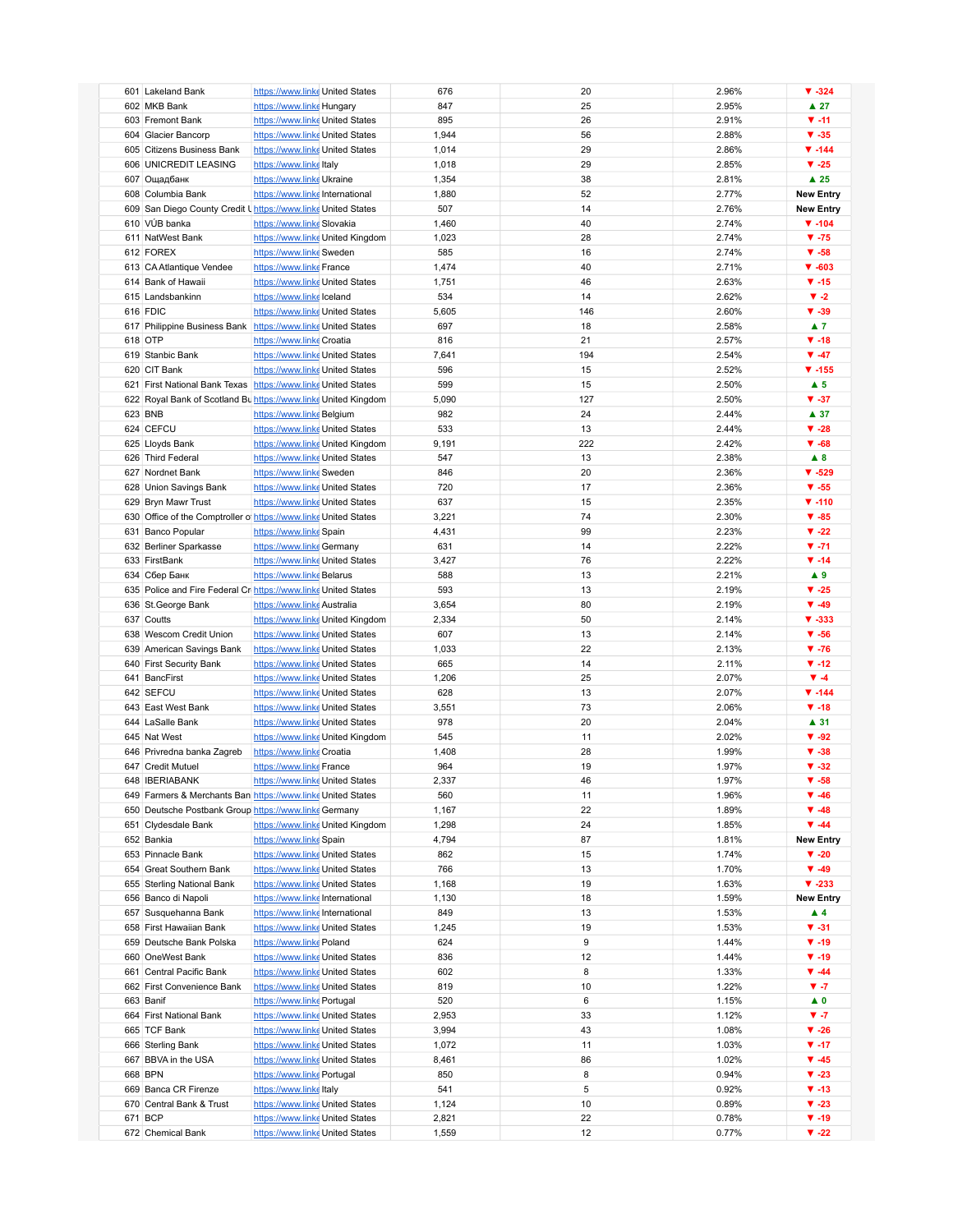| | | | | | | | |
|---|---|---|---|---|---|---|---|
| 601 | Lakeland Bank | https://www.linke | United States | 676 | 20 | 2.96% | ▼ -324 |
| 602 | MKB Bank | https://www.linke | Hungary | 847 | 25 | 2.95% | ▲ 27 |
| 603 | Fremont Bank | https://www.linke | United States | 895 | 26 | 2.91% | ▼ -11 |
| 604 | Glacier Bancorp | https://www.linke | United States | 1,944 | 56 | 2.88% | ▼ -35 |
| 605 | Citizens Business Bank | https://www.linke | United States | 1,014 | 29 | 2.86% | ▼ -144 |
| 606 | UNICREDIT LEASING | https://www.linke | Italy | 1,018 | 29 | 2.85% | ▼ -25 |
| 607 | Ощадбанк | https://www.linke | Ukraine | 1,354 | 38 | 2.81% | ▲ 25 |
| 608 | Columbia Bank | https://www.linke | International | 1,880 | 52 | 2.77% | New Entry |
| 609 | San Diego County Credit U | https://www.linke | United States | 507 | 14 | 2.76% | New Entry |
| 610 | VÚB banka | https://www.linke | Slovakia | 1,460 | 40 | 2.74% | ▼ -104 |
| 611 | NatWest Bank | https://www.linke | United Kingdom | 1,023 | 28 | 2.74% | ▼ -75 |
| 612 | FOREX | https://www.linke | Sweden | 585 | 16 | 2.74% | ▼ -58 |
| 613 | CA Atlantique Vendee | https://www.linke | France | 1,474 | 40 | 2.71% | ▼ -603 |
| 614 | Bank of Hawaii | https://www.linke | United States | 1,751 | 46 | 2.63% | ▼ -15 |
| 615 | Landsbankinn | https://www.linke | Iceland | 534 | 14 | 2.62% | ▼ -2 |
| 616 | FDIC | https://www.linke | United States | 5,605 | 146 | 2.60% | ▼ -39 |
| 617 | Philippine Business Bank | https://www.linke | United States | 697 | 18 | 2.58% | ▲ 7 |
| 618 | OTP | https://www.linke | Croatia | 816 | 21 | 2.57% | ▼ -18 |
| 619 | Stanbic Bank | https://www.linke | United States | 7,641 | 194 | 2.54% | ▼ -47 |
| 620 | CIT Bank | https://www.linke | United States | 596 | 15 | 2.52% | ▼ -155 |
| 621 | First National Bank Texas | https://www.linke | United States | 599 | 15 | 2.50% | ▲ 5 |
| 622 | Royal Bank of Scotland Bu | https://www.linke | United Kingdom | 5,090 | 127 | 2.50% | ▼ -37 |
| 623 | BNB | https://www.linke | Belgium | 982 | 24 | 2.44% | ▲ 37 |
| 624 | CEFCU | https://www.linke | United States | 533 | 13 | 2.44% | ▼ -28 |
| 625 | Lloyds Bank | https://www.linke | United Kingdom | 9,191 | 222 | 2.42% | ▼ -68 |
| 626 | Third Federal | https://www.linke | United States | 547 | 13 | 2.38% | ▲ 8 |
| 627 | Nordnet Bank | https://www.linke | Sweden | 846 | 20 | 2.36% | ▼ -529 |
| 628 | Union Savings Bank | https://www.linke | United States | 720 | 17 | 2.36% | ▼ -55 |
| 629 | Bryn Mawr Trust | https://www.linke | United States | 637 | 15 | 2.35% | ▼ -110 |
| 630 | Office of the Comptroller o | https://www.linke | United States | 3,221 | 74 | 2.30% | ▼ -85 |
| 631 | Banco Popular | https://www.linke | Spain | 4,431 | 99 | 2.23% | ▼ -22 |
| 632 | Berliner Sparkasse | https://www.linke | Germany | 631 | 14 | 2.22% | ▼ -71 |
| 633 | FirstBank | https://www.linke | United States | 3,427 | 76 | 2.22% | ▼ -14 |
| 634 | Сбер Банк | https://www.linke | Belarus | 588 | 13 | 2.21% | ▲ 9 |
| 635 | Police and Fire Federal Cr | https://www.linke | United States | 593 | 13 | 2.19% | ▼ -25 |
| 636 | St.George Bank | https://www.linke | Australia | 3,654 | 80 | 2.19% | ▼ -49 |
| 637 | Coutts | https://www.linke | United Kingdom | 2,334 | 50 | 2.14% | ▼ -333 |
| 638 | Wescom Credit Union | https://www.linke | United States | 607 | 13 | 2.14% | ▼ -56 |
| 639 | American Savings Bank | https://www.linke | United States | 1,033 | 22 | 2.13% | ▼ -76 |
| 640 | First Security Bank | https://www.linke | United States | 665 | 14 | 2.11% | ▼ -12 |
| 641 | BancFirst | https://www.linke | United States | 1,206 | 25 | 2.07% | ▼ -4 |
| 642 | SEFCU | https://www.linke | United States | 628 | 13 | 2.07% | ▼ -144 |
| 643 | East West Bank | https://www.linke | United States | 3,551 | 73 | 2.06% | ▼ -18 |
| 644 | LaSalle Bank | https://www.linke | United States | 978 | 20 | 2.04% | ▲ 31 |
| 645 | Nat West | https://www.linke | United Kingdom | 545 | 11 | 2.02% | ▼ -92 |
| 646 | Privredna banka Zagreb | https://www.linke | Croatia | 1,408 | 28 | 1.99% | ▼ -38 |
| 647 | Credit Mutuel | https://www.linke | France | 964 | 19 | 1.97% | ▼ -32 |
| 648 | IBERIABANK | https://www.linke | United States | 2,337 | 46 | 1.97% | ▼ -58 |
| 649 | Farmers & Merchants Ban | https://www.linke | United States | 560 | 11 | 1.96% | ▼ -46 |
| 650 | Deutsche Postbank Group | https://www.linke | Germany | 1,167 | 22 | 1.89% | ▼ -48 |
| 651 | Clydesdale Bank | https://www.linke | United Kingdom | 1,298 | 24 | 1.85% | ▼ -44 |
| 652 | Bankia | https://www.linke | Spain | 4,794 | 87 | 1.81% | New Entry |
| 653 | Pinnacle Bank | https://www.linke | United States | 862 | 15 | 1.74% | ▼ -20 |
| 654 | Great Southern Bank | https://www.linke | United States | 766 | 13 | 1.70% | ▼ -49 |
| 655 | Sterling National Bank | https://www.linke | United States | 1,168 | 19 | 1.63% | ▼ -233 |
| 656 | Banco di Napoli | https://www.linke | International | 1,130 | 18 | 1.59% | New Entry |
| 657 | Susquehanna Bank | https://www.linke | International | 849 | 13 | 1.53% | ▲ 4 |
| 658 | First Hawaiian Bank | https://www.linke | United States | 1,245 | 19 | 1.53% | ▼ -31 |
| 659 | Deutsche Bank Polska | https://www.linke | Poland | 624 | 9 | 1.44% | ▼ -19 |
| 660 | OneWest Bank | https://www.linke | United States | 836 | 12 | 1.44% | ▼ -19 |
| 661 | Central Pacific Bank | https://www.linke | United States | 602 | 8 | 1.33% | ▼ -44 |
| 662 | First Convenience Bank | https://www.linke | United States | 819 | 10 | 1.22% | ▼ -7 |
| 663 | Banif | https://www.linke | Portugal | 520 | 6 | 1.15% | ▲ 0 |
| 664 | First National Bank | https://www.linke | United States | 2,953 | 33 | 1.12% | ▼ -7 |
| 665 | TCF Bank | https://www.linke | United States | 3,994 | 43 | 1.08% | ▼ -26 |
| 666 | Sterling Bank | https://www.linke | United States | 1,072 | 11 | 1.03% | ▼ -17 |
| 667 | BBVA in the USA | https://www.linke | United States | 8,461 | 86 | 1.02% | ▼ -45 |
| 668 | BPN | https://www.linke | Portugal | 850 | 8 | 0.94% | ▼ -23 |
| 669 | Banca CR Firenze | https://www.linke | Italy | 541 | 5 | 0.92% | ▼ -13 |
| 670 | Central Bank & Trust | https://www.linke | United States | 1,124 | 10 | 0.89% | ▼ -23 |
| 671 | BCP | https://www.linke | United States | 2,821 | 22 | 0.78% | ▼ -19 |
| 672 | Chemical Bank | https://www.linke | United States | 1,559 | 12 | 0.77% | ▼ -22 |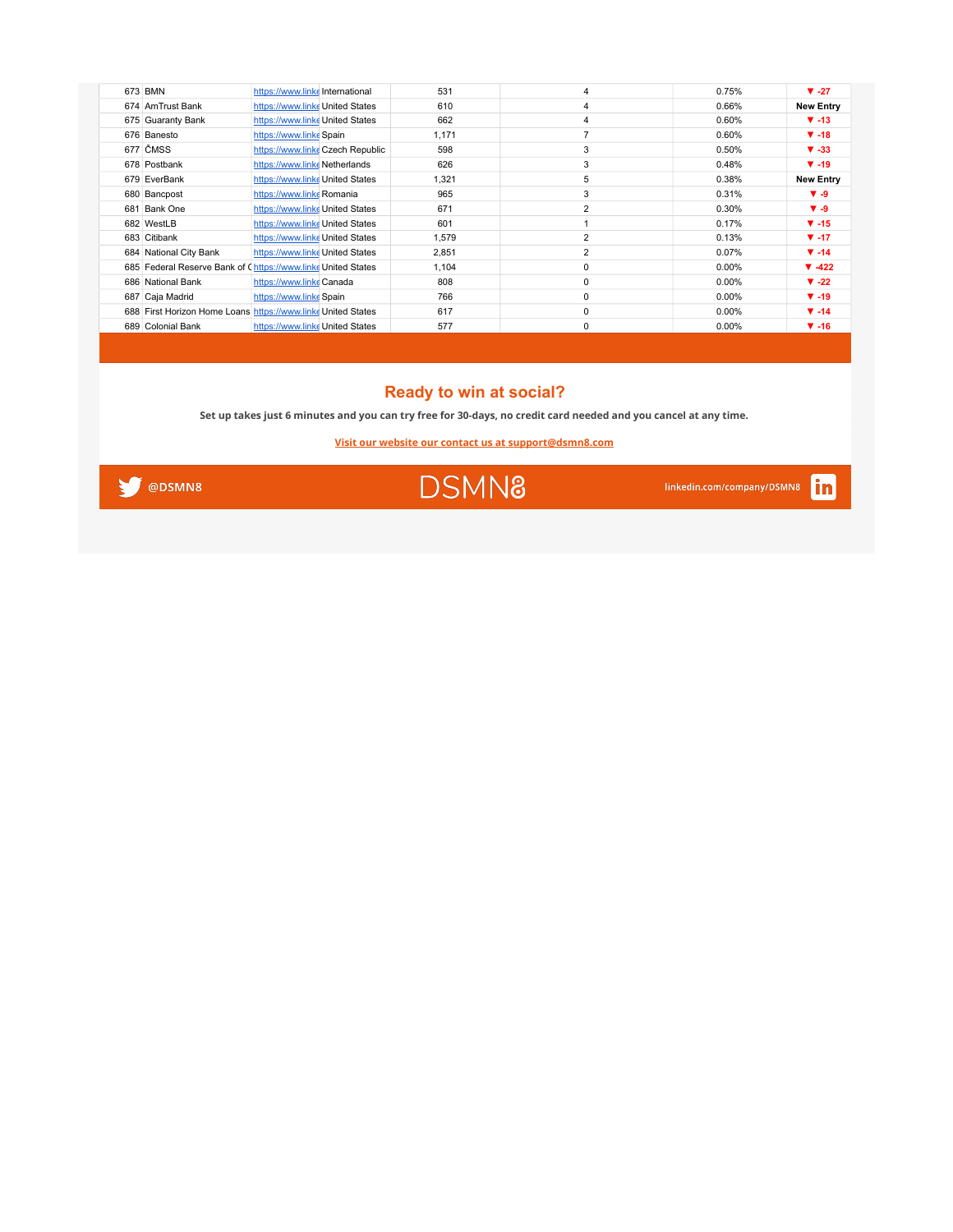| | | | | | | | |
|---|---|---|---|---|---|---|---|
| 673 | BMN | https://www.linke | International | 531 | 4 | 0.75% | ▼ -27 |
| 674 | AmTrust Bank | https://www.linke | United States | 610 | 4 | 0.66% | New Entry |
| 675 | Guaranty Bank | https://www.linke | United States | 662 | 4 | 0.60% | ▼ -13 |
| 676 | Banesto | https://www.linke | Spain | 1,171 | 7 | 0.60% | ▼ -18 |
| 677 | ČMSS | https://www.linke | Czech Republic | 598 | 3 | 0.50% | ▼ -33 |
| 678 | Postbank | https://www.linke | Netherlands | 626 | 3 | 0.48% | ▼ -19 |
| 679 | EverBank | https://www.linke | United States | 1,321 | 5 | 0.38% | New Entry |
| 680 | Bancpost | https://www.linke | Romania | 965 | 3 | 0.31% | ▼ -9 |
| 681 | Bank One | https://www.linke | United States | 671 | 2 | 0.30% | ▼ -9 |
| 682 | WestLB | https://www.linke | United States | 601 | 1 | 0.17% | ▼ -15 |
| 683 | Citibank | https://www.linke | United States | 1,579 | 2 | 0.13% | ▼ -17 |
| 684 | National City Bank | https://www.linke | United States | 2,851 | 2 | 0.07% | ▼ -14 |
| 685 | Federal Reserve Bank of C | https://www.linke | United States | 1,104 | 0 | 0.00% | ▼ -422 |
| 686 | National Bank | https://www.linke | Canada | 808 | 0 | 0.00% | ▼ -22 |
| 687 | Caja Madrid | https://www.linke | Spain | 766 | 0 | 0.00% | ▼ -19 |
| 688 | First Horizon Home Loans | https://www.linke | United States | 617 | 0 | 0.00% | ▼ -14 |
| 689 | Colonial Bank | https://www.linke | United States | 577 | 0 | 0.00% | ▼ -16 |

## Ready to win at social?

**Set up takes just 6 minutes and you can try free for 30-days, no credit card needed and you cancel at any time.**

**Visit our website our contact us at support@dsmn8.com**

@DSMN8

DSMN8

linkedin.com/company/DSMN8